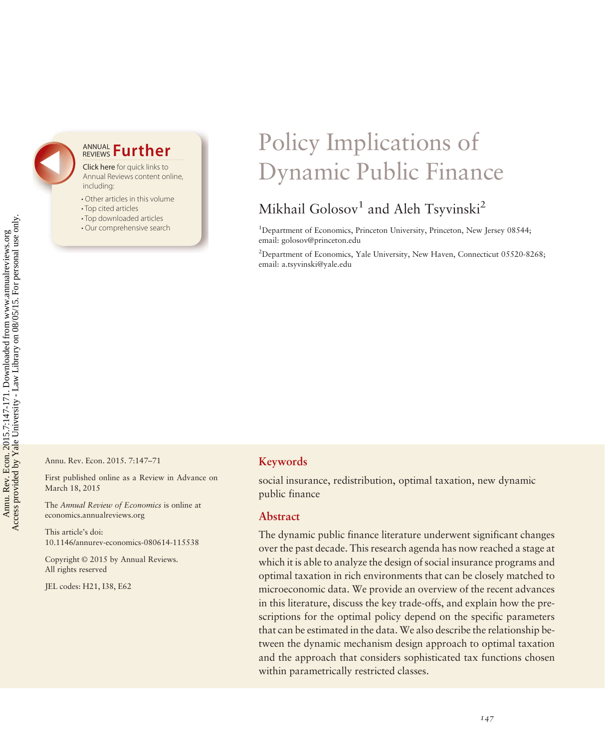# Policy Implications of Dynamic Public Finance

Mikhail Golosov[1] and Aleh Tsyvinski[2]

[1]Department of Economics, Princeton University, Princeton, New Jersey 08544; email: golosov@princeton.edu

[2]Department of Economics, Yale University, New Haven, Connecticut 05520-8268; email: a.tsyvinski@yale.edu

Annu. Rev. Econ. 2015. 7:147–71

First published online as a Review in Advance on March 18, 2015

The *Annual Review of Economics* is online at economics.annualreviews.org

This article's doi: 10.1146/annurev-economics-080614-115538

Copyright © 2015 by Annual Reviews. All rights reserved

JEL codes: H21, I38, E62

## Keywords

social insurance, redistribution, optimal taxation, new dynamic public finance

## Abstract

The dynamic public finance literature underwent significant changes over the past decade. This research agenda has now reached a stage at which it is able to analyze the design of social insurance programs and optimal taxation in rich environments that can be closely matched to microeconomic data. We provide an overview of the recent advances in this literature, discuss the key trade-offs, and explain how the prescriptions for the optimal policy depend on the specific parameters that can be estimated in the data. We also describe the relationship between the dynamic mechanism design approach to optimal taxation and the approach that considers sophisticated tax functions chosen within parametrically restricted classes.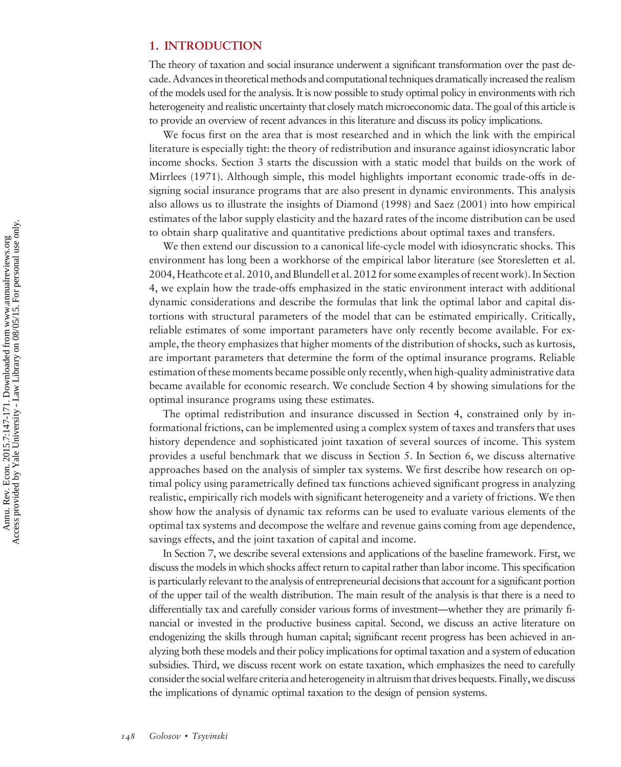## 1. INTRODUCTION

The theory of taxation and social insurance underwent a significant transformation over the past decade. Advances in theoretical methods and computational techniques dramatically increased the realism of the models used for the analysis. It is now possible to study optimal policy in environments with rich heterogeneity and realistic uncertainty that closely match microeconomic data. The goal of this article is to provide an overview of recent advances in this literature and discuss its policy implications.

We focus first on the area that is most researched and in which the link with the empirical literature is especially tight: the theory of redistribution and insurance against idiosyncratic labor income shocks. Section 3 starts the discussion with a static model that builds on the work of Mirrlees (1971). Although simple, this model highlights important economic trade-offs in designing social insurance programs that are also present in dynamic environments. This analysis also allows us to illustrate the insights of Diamond (1998) and Saez (2001) into how empirical estimates of the labor supply elasticity and the hazard rates of the income distribution can be used to obtain sharp qualitative and quantitative predictions about optimal taxes and transfers.

We then extend our discussion to a canonical life-cycle model with idiosyncratic shocks. This environment has long been a workhorse of the empirical labor literature (see Storesletten et al. 2004, Heathcote et al. 2010, and Blundell et al. 2012 for some examples of recent work). In Section 4, we explain how the trade-offs emphasized in the static environment interact with additional dynamic considerations and describe the formulas that link the optimal labor and capital distortions with structural parameters of the model that can be estimated empirically. Critically, reliable estimates of some important parameters have only recently become available. For example, the theory emphasizes that higher moments of the distribution of shocks, such as kurtosis, are important parameters that determine the form of the optimal insurance programs. Reliable estimation of these moments became possible only recently, when high-quality administrative data became available for economic research. We conclude Section 4 by showing simulations for the optimal insurance programs using these estimates.

The optimal redistribution and insurance discussed in Section 4, constrained only by informational frictions, can be implemented using a complex system of taxes and transfers that uses history dependence and sophisticated joint taxation of several sources of income. This system provides a useful benchmark that we discuss in Section 5. In Section 6, we discuss alternative approaches based on the analysis of simpler tax systems. We first describe how research on optimal policy using parametrically defined tax functions achieved significant progress in analyzing realistic, empirically rich models with significant heterogeneity and a variety of frictions. We then show how the analysis of dynamic tax reforms can be used to evaluate various elements of the optimal tax systems and decompose the welfare and revenue gains coming from age dependence, savings effects, and the joint taxation of capital and income.

In Section 7, we describe several extensions and applications of the baseline framework. First, we discuss the models in which shocks affect return to capital rather than labor income. This specification is particularly relevant to the analysis of entrepreneurial decisions that account for a significant portion of the upper tail of the wealth distribution. The main result of the analysis is that there is a need to differentially tax and carefully consider various forms of investment—whether they are primarily financial or invested in the productive business capital. Second, we discuss an active literature on endogenizing the skills through human capital; significant recent progress has been achieved in analyzing both these models and their policy implications for optimal taxation and a system of education subsidies. Third, we discuss recent work on estate taxation, which emphasizes the need to carefully consider the social welfare criteria and heterogeneity in altruism that drives bequests. Finally, we discuss the implications of dynamic optimal taxation to the design of pension systems.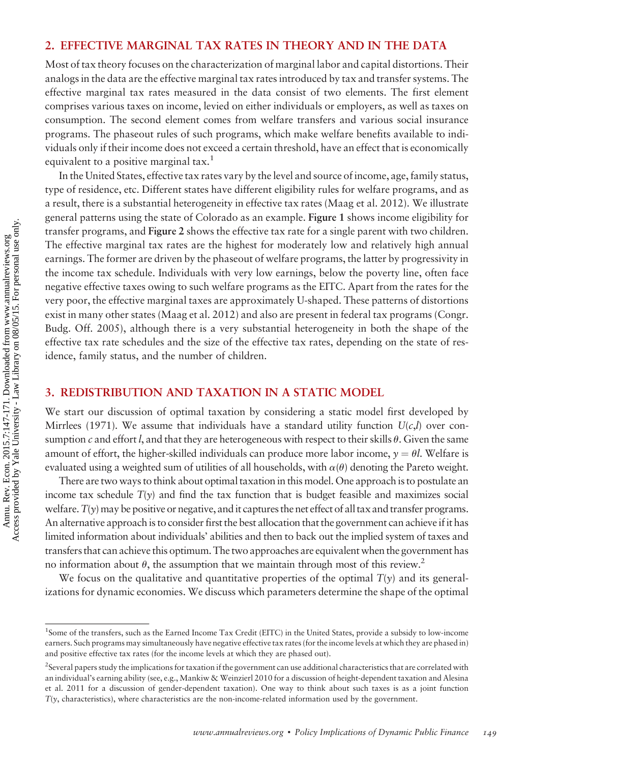## 2. EFFECTIVE MARGINAL TAX RATES IN THEORY AND IN THE DATA

Most of tax theory focuses on the characterization of marginal labor and capital distortions. Their analogs in the data are the effective marginal tax rates introduced by tax and transfer systems. The effective marginal tax rates measured in the data consist of two elements. The first element comprises various taxes on income, levied on either individuals or employers, as well as taxes on consumption. The second element comes from welfare transfers and various social insurance programs. The phaseout rules of such programs, which make welfare benefits available to individuals only if their income does not exceed a certain threshold, have an effect that is economically equivalent to a positive marginal tax.[1]

In the United States, effective tax rates vary by the level and source of income, age, family status, type of residence, etc. Different states have different eligibility rules for welfare programs, and as a result, there is a substantial heterogeneity in effective tax rates (Maag et al. 2012). We illustrate general patterns using the state of Colorado as an example. **Figure 1** shows income eligibility for transfer programs, and **Figure 2** shows the effective tax rate for a single parent with two children. The effective marginal tax rates are the highest for moderately low and relatively high annual earnings. The former are driven by the phaseout of welfare programs, the latter by progressivity in the income tax schedule. Individuals with very low earnings, below the poverty line, often face negative effective taxes owing to such welfare programs as the EITC. Apart from the rates for the very poor, the effective marginal taxes are approximately U-shaped. These patterns of distortions exist in many other states (Maag et al. 2012) and also are present in federal tax programs (Congr. Budg. Off. 2005), although there is a very substantial heterogeneity in both the shape of the effective tax rate schedules and the size of the effective tax rates, depending on the state of residence, family status, and the number of children.

## 3. REDISTRIBUTION AND TAXATION IN A STATIC MODEL

We start our discussion of optimal taxation by considering a static model first developed by Mirrlees (1971). We assume that individuals have a standard utility function $U(c,l)$ over consumption $c$ and effort $l$, and that they are heterogeneous with respect to their skills $\theta$. Given the same amount of effort, the higher-skilled individuals can produce more labor income, $y = \theta l$. Welfare is evaluated using a weighted sum of utilities of all households, with $\alpha(\theta)$ denoting the Pareto weight.

There are two ways to think about optimal taxation in this model. One approach is to postulate an income tax schedule $T(y)$ and find the tax function that is budget feasible and maximizes social welfare. $T(y)$ may be positive or negative, and it captures the net effect of all tax and transfer programs. An alternative approach is to consider first the best allocation that the government can achieve if it has limited information about individuals' abilities and then to back out the implied system of taxes and transfers that can achieve this optimum. The two approaches are equivalent when the government has no information about $\theta$, the assumption that we maintain through most of this review.[2]

We focus on the qualitative and quantitative properties of the optimal $T(y)$ and its generalizations for dynamic economies. We discuss which parameters determine the shape of the optimal

---

[1] Some of the transfers, such as the Earned Income Tax Credit (EITC) in the United States, provide a subsidy to low-income earners. Such programs may simultaneously have negative effective tax rates (for the income levels at which they are phased in) and positive effective tax rates (for the income levels at which they are phased out).

[2] Several papers study the implications for taxation if the government can use additional characteristics that are correlated with an individual's earning ability (see, e.g., Mankiw & Weinzierl 2010 for a discussion of height-dependent taxation and Alesina et al. 2011 for a discussion of gender-dependent taxation). One way to think about such taxes is as a joint function $T$($y$, characteristics), where characteristics are the non-income-related information used by the government.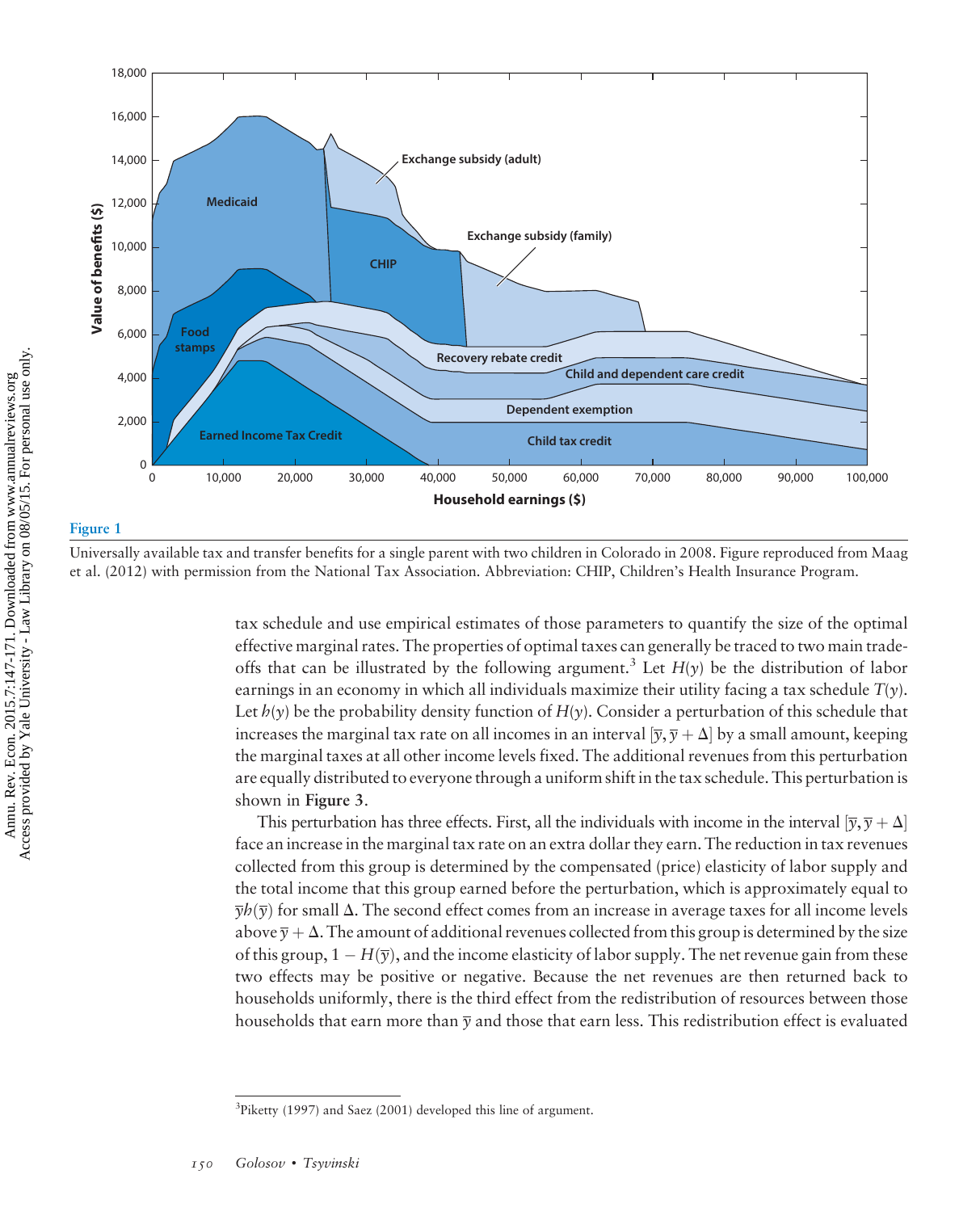**Figure 1**

Universally available tax and transfer benefits for a single parent with two children in Colorado in 2008. Figure reproduced from Maag et al. (2012) with permission from the National Tax Association. Abbreviation: CHIP, Children's Health Insurance Program.

tax schedule and use empirical estimates of those parameters to quantify the size of the optimal effective marginal rates. The properties of optimal taxes can generally be traced to two main trade-offs that can be illustrated by the following argument.[3] Let $H(y)$ be the distribution of labor earnings in an economy in which all individuals maximize their utility facing a tax schedule $T(y)$. Let $h(y)$ be the probability density function of $H(y)$. Consider a perturbation of this schedule that increases the marginal tax rate on all incomes in an interval $[\bar{y}, \bar{y} + \Delta]$ by a small amount, keeping the marginal taxes at all other income levels fixed. The additional revenues from this perturbation are equally distributed to everyone through a uniform shift in the tax schedule. This perturbation is shown in **Figure 3**.

This perturbation has three effects. First, all the individuals with income in the interval $[\bar{y}, \bar{y} + \Delta]$ face an increase in the marginal tax rate on an extra dollar they earn. The reduction in tax revenues collected from this group is determined by the compensated (price) elasticity of labor supply and the total income that this group earned before the perturbation, which is approximately equal to $\bar{y}h(\bar{y})$ for small $\Delta$. The second effect comes from an increase in average taxes for all income levels above $\bar{y} + \Delta$. The amount of additional revenues collected from this group is determined by the size of this group, $1 - H(\bar{y})$, and the income elasticity of labor supply. The net revenue gain from these two effects may be positive or negative. Because the net revenues are then returned back to households uniformly, there is the third effect from the redistribution of resources between those households that earn more than $\bar{y}$ and those that earn less. This redistribution effect is evaluated

[3] Piketty (1997) and Saez (2001) developed this line of argument.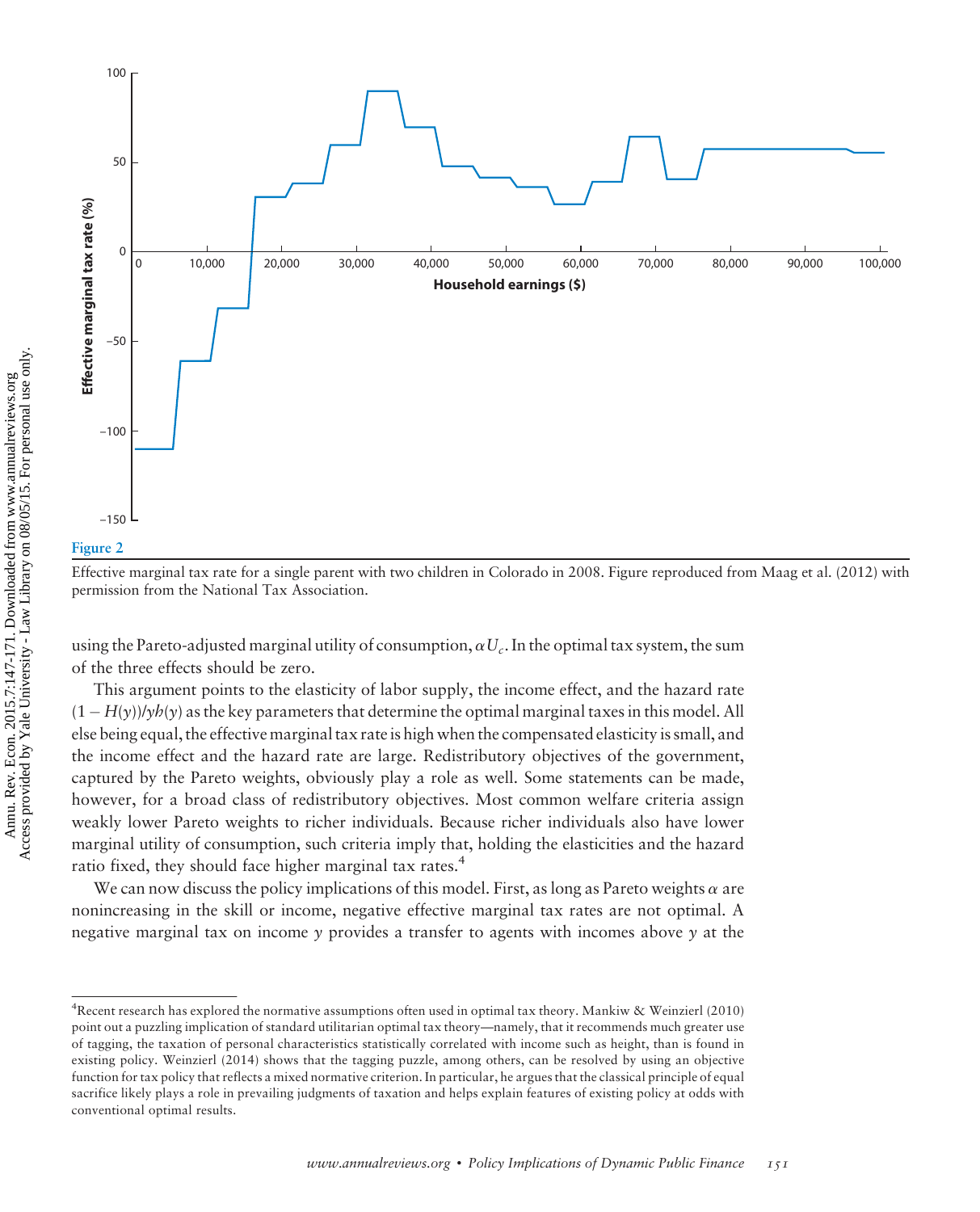Figure 2

Effective marginal tax rate for a single parent with two children in Colorado in 2008. Figure reproduced from Maag et al. (2012) with permission from the National Tax Association.

using the Pareto-adjusted marginal utility of consumption, $\alpha U_c$. In the optimal tax system, the sum of the three effects should be zero.

This argument points to the elasticity of labor supply, the income effect, and the hazard rate $(1 - H(y))/yh(y)$ as the key parameters that determine the optimal marginal taxes in this model. All else being equal, the effective marginal tax rate is high when the compensated elasticity is small, and the income effect and the hazard rate are large. Redistributory objectives of the government, captured by the Pareto weights, obviously play a role as well. Some statements can be made, however, for a broad class of redistributory objectives. Most common welfare criteria assign weakly lower Pareto weights to richer individuals. Because richer individuals also have lower marginal utility of consumption, such criteria imply that, holding the elasticities and the hazard ratio fixed, they should face higher marginal tax rates.[4]

We can now discuss the policy implications of this model. First, as long as Pareto weights $\alpha$ are nonincreasing in the skill or income, negative effective marginal tax rates are not optimal. A negative marginal tax on income $y$ provides a transfer to agents with incomes above $y$ at the

[4]Recent research has explored the normative assumptions often used in optimal tax theory. Mankiw & Weinzierl (2010) point out a puzzling implication of standard utilitarian optimal tax theory—namely, that it recommends much greater use of tagging, the taxation of personal characteristics statistically correlated with income such as height, than is found in existing policy. Weinzierl (2014) shows that the tagging puzzle, among others, can be resolved by using an objective function for tax policy that reflects a mixed normative criterion. In particular, he argues that the classical principle of equal sacrifice likely plays a role in prevailing judgments of taxation and helps explain features of existing policy at odds with conventional optimal results.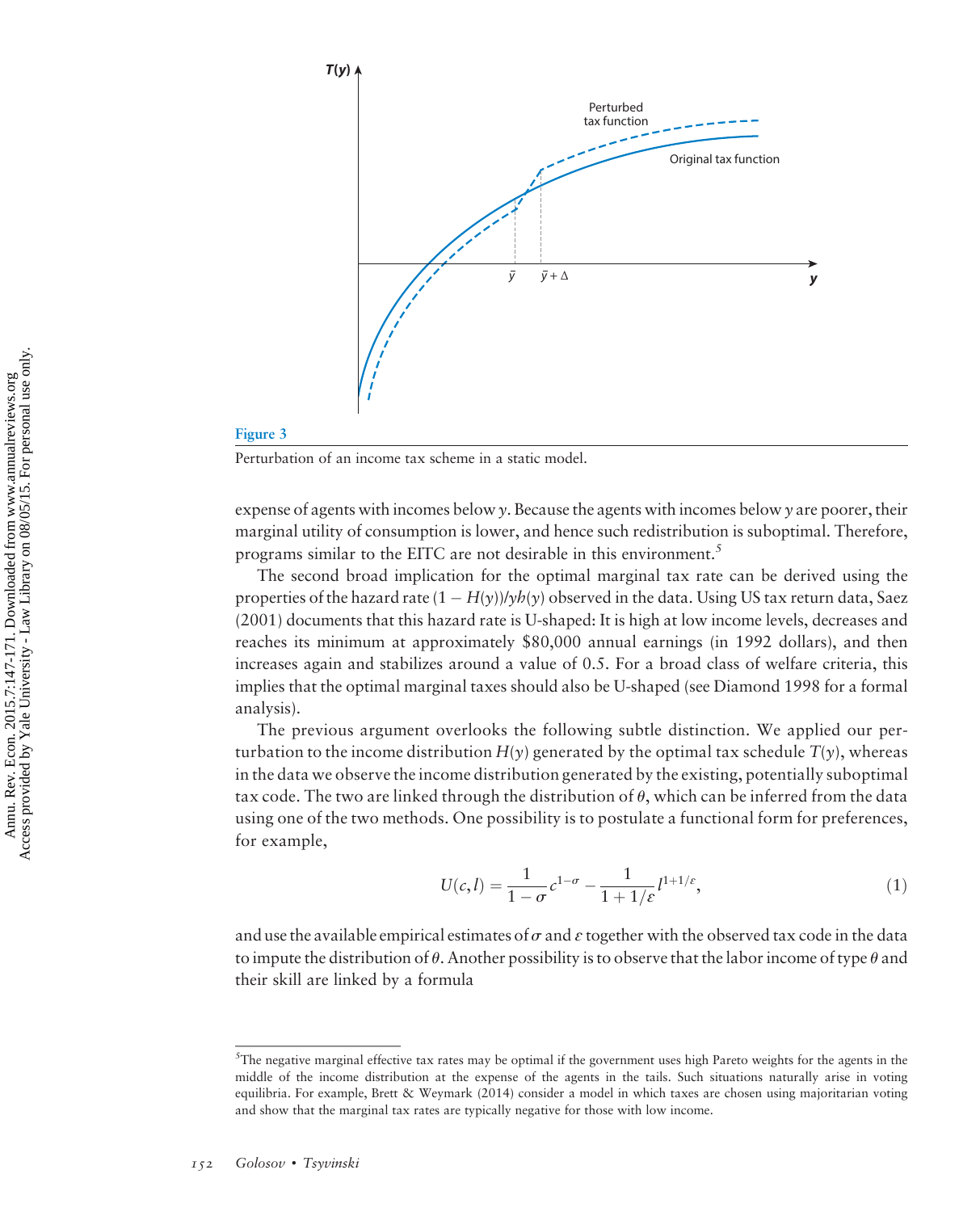**Figure 3**

Perturbation of an income tax scheme in a static model.

expense of agents with incomes below $y$. Because the agents with incomes below $y$ are poorer, their marginal utility of consumption is lower, and hence such redistribution is suboptimal. Therefore, programs similar to the EITC are not desirable in this environment.[5]

The second broad implication for the optimal marginal tax rate can be derived using the properties of the hazard rate $(1 - H(y))/yh(y)$ observed in the data. Using US tax return data, Saez (2001) documents that this hazard rate is U-shaped: It is high at low income levels, decreases and reaches its minimum at approximately \$80,000 annual earnings (in 1992 dollars), and then increases again and stabilizes around a value of 0.5. For a broad class of welfare criteria, this implies that the optimal marginal taxes should also be U-shaped (see Diamond 1998 for a formal analysis).

The previous argument overlooks the following subtle distinction. We applied our perturbation to the income distribution $H(y)$ generated by the optimal tax schedule $T(y)$, whereas in the data we observe the income distribution generated by the existing, potentially suboptimal tax code. The two are linked through the distribution of $\theta$, which can be inferred from the data using one of the two methods. One possibility is to postulate a functional form for preferences, for example,

$$U(c, l) = \frac{1}{1-\sigma} c^{1-\sigma} - \frac{1}{1 + 1/\varepsilon} l^{1+1/\varepsilon}, \tag{1}$$

and use the available empirical estimates of $\sigma$ and $\varepsilon$ together with the observed tax code in the data to impute the distribution of $\theta$. Another possibility is to observe that the labor income of type $\theta$ and their skill are linked by a formula

---

[5] The negative marginal effective tax rates may be optimal if the government uses high Pareto weights for the agents in the middle of the income distribution at the expense of the agents in the tails. Such situations naturally arise in voting equilibria. For example, Brett & Weymark (2014) consider a model in which taxes are chosen using majoritarian voting and show that the marginal tax rates are typically negative for those with low income.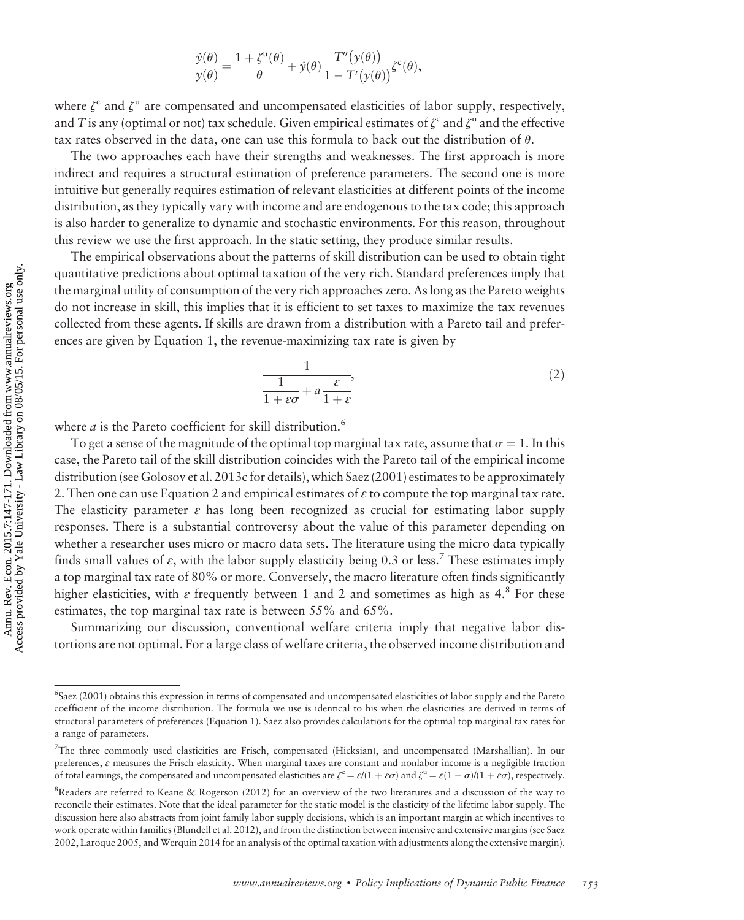$$\frac{\dot{y}(\theta)}{y(\theta)} = \frac{1 + \zeta^{\mathrm{u}}(\theta)}{\theta} + \dot{y}(\theta)\frac{T''\big(y(\theta)\big)}{1 - T'\big(y(\theta)\big)}\zeta^{\mathrm{c}}(\theta),$$

where $\zeta^{\mathrm{c}}$ and $\zeta^{\mathrm{u}}$ are compensated and uncompensated elasticities of labor supply, respectively, and $T$ is any (optimal or not) tax schedule. Given empirical estimates of $\zeta^{\mathrm{c}}$ and $\zeta^{\mathrm{u}}$ and the effective tax rates observed in the data, one can use this formula to back out the distribution of $\theta$.

The two approaches each have their strengths and weaknesses. The first approach is more indirect and requires a structural estimation of preference parameters. The second one is more intuitive but generally requires estimation of relevant elasticities at different points of the income distribution, as they typically vary with income and are endogenous to the tax code; this approach is also harder to generalize to dynamic and stochastic environments. For this reason, throughout this review we use the first approach. In the static setting, they produce similar results.

The empirical observations about the patterns of skill distribution can be used to obtain tight quantitative predictions about optimal taxation of the very rich. Standard preferences imply that the marginal utility of consumption of the very rich approaches zero. As long as the Pareto weights do not increase in skill, this implies that it is efficient to set taxes to maximize the tax revenues collected from these agents. If skills are drawn from a distribution with a Pareto tail and preferences are given by Equation 1, the revenue-maximizing tax rate is given by

$$\frac{1}{\dfrac{1}{1 + \varepsilon\sigma} + a\dfrac{\varepsilon}{1 + \varepsilon}}, \tag{2}$$

where $a$ is the Pareto coefficient for skill distribution.[6]

To get a sense of the magnitude of the optimal top marginal tax rate, assume that $\sigma = 1$. In this case, the Pareto tail of the skill distribution coincides with the Pareto tail of the empirical income distribution (see Golosov et al. 2013c for details), which Saez (2001) estimates to be approximately 2. Then one can use Equation 2 and empirical estimates of $\varepsilon$ to compute the top marginal tax rate. The elasticity parameter $\varepsilon$ has long been recognized as crucial for estimating labor supply responses. There is a substantial controversy about the value of this parameter depending on whether a researcher uses micro or macro data sets. The literature using the micro data typically finds small values of $\varepsilon$, with the labor supply elasticity being 0.3 or less.[7] These estimates imply a top marginal tax rate of 80% or more. Conversely, the macro literature often finds significantly higher elasticities, with $\varepsilon$ frequently between 1 and 2 and sometimes as high as 4.[8] For these estimates, the top marginal tax rate is between 55% and 65%.

Summarizing our discussion, conventional welfare criteria imply that negative labor distortions are not optimal. For a large class of welfare criteria, the observed income distribution and

---

[6] Saez (2001) obtains this expression in terms of compensated and uncompensated elasticities of labor supply and the Pareto coefficient of the income distribution. The formula we use is identical to his when the elasticities are derived in terms of structural parameters of preferences (Equation 1). Saez also provides calculations for the optimal top marginal tax rates for a range of parameters.

[7] The three commonly used elasticities are Frisch, compensated (Hicksian), and uncompensated (Marshallian). In our preferences, $\varepsilon$ measures the Frisch elasticity. When marginal taxes are constant and nonlabor income is a negligible fraction of total earnings, the compensated and uncompensated elasticities are $\zeta^{\mathrm{c}} = \varepsilon/(1 + \varepsilon\sigma)$ and $\zeta^{\mathrm{u}} = \varepsilon(1 - \sigma)/(1 + \varepsilon\sigma)$, respectively.

[8] Readers are referred to Keane & Rogerson (2012) for an overview of the two literatures and a discussion of the way to reconcile their estimates. Note that the ideal parameter for the static model is the elasticity of the lifetime labor supply. The discussion here also abstracts from joint family labor supply decisions, which is an important margin at which incentives to work operate within families (Blundell et al. 2012), and from the distinction between intensive and extensive margins (see Saez 2002, Laroque 2005, and Werquin 2014 for an analysis of the optimal taxation with adjustments along the extensive margin).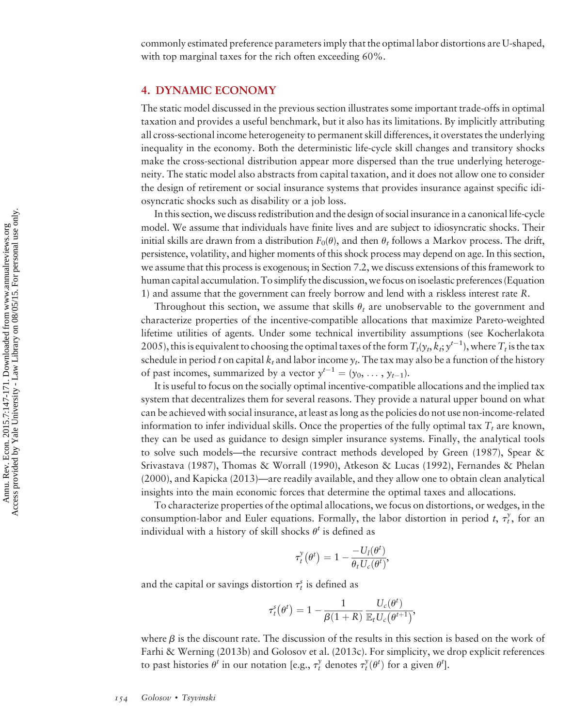commonly estimated preference parameters imply that the optimal labor distortions are U-shaped, with top marginal taxes for the rich often exceeding 60%.

## 4. DYNAMIC ECONOMY

The static model discussed in the previous section illustrates some important trade-offs in optimal taxation and provides a useful benchmark, but it also has its limitations. By implicitly attributing all cross-sectional income heterogeneity to permanent skill differences, it overstates the underlying inequality in the economy. Both the deterministic life-cycle skill changes and transitory shocks make the cross-sectional distribution appear more dispersed than the true underlying heterogeneity. The static model also abstracts from capital taxation, and it does not allow one to consider the design of retirement or social insurance systems that provides insurance against specific idiosyncratic shocks such as disability or a job loss.

In this section, we discuss redistribution and the design of social insurance in a canonical life-cycle model. We assume that individuals have finite lives and are subject to idiosyncratic shocks. Their initial skills are drawn from a distribution $F_0(\theta)$, and then $\theta_t$ follows a Markov process. The drift, persistence, volatility, and higher moments of this shock process may depend on age. In this section, we assume that this process is exogenous; in Section 7.2, we discuss extensions of this framework to human capital accumulation. To simplify the discussion, we focus on isoelastic preferences (Equation 1) and assume that the government can freely borrow and lend with a riskless interest rate $R$.

Throughout this section, we assume that skills $\theta_t$ are unobservable to the government and characterize properties of the incentive-compatible allocations that maximize Pareto-weighted lifetime utilities of agents. Under some technical invertibility assumptions (see Kocherlakota 2005), this is equivalent to choosing the optimal taxes of the form $T_t(y_t, k_t; y^{t-1})$, where $T_t$ is the tax schedule in period $t$ on capital $k_t$ and labor income $y_t$. The tax may also be a function of the history of past incomes, summarized by a vector $y^{t-1} = (y_0, \ldots, y_{t-1})$.

It is useful to focus on the socially optimal incentive-compatible allocations and the implied tax system that decentralizes them for several reasons. They provide a natural upper bound on what can be achieved with social insurance, at least as long as the policies do not use non-income-related information to infer individual skills. Once the properties of the fully optimal tax $T_t$ are known, they can be used as guidance to design simpler insurance systems. Finally, the analytical tools to solve such models—the recursive contract methods developed by Green (1987), Spear & Srivastava (1987), Thomas & Worrall (1990), Atkeson & Lucas (1992), Fernandes & Phelan (2000), and Kapicka (2013)—are readily available, and they allow one to obtain clean analytical insights into the main economic forces that determine the optimal taxes and allocations.

To characterize properties of the optimal allocations, we focus on distortions, or wedges, in the consumption-labor and Euler equations. Formally, the labor distortion in period $t$, $\tau_t^y$, for an individual with a history of skill shocks $\theta^t$ is defined as

$$\tau_t^y(\theta^t) = 1 - \frac{-U_l(\theta^t)}{\theta_t U_c(\theta^t)},$$

and the capital or savings distortion $\tau_t^s$ is defined as

$$\tau_t^s(\theta^t) = 1 - \frac{1}{\beta(1+R)} \frac{U_c(\theta^t)}{\mathbb{E}_t U_c(\theta^{t+1})},$$

where $\beta$ is the discount rate. The discussion of the results in this section is based on the work of Farhi & Werning (2013b) and Golosov et al. (2013c). For simplicity, we drop explicit references to past histories $\theta^t$ in our notation [e.g., $\tau_t^y$ denotes $\tau_t^y(\theta^t)$ for a given $\theta^t$].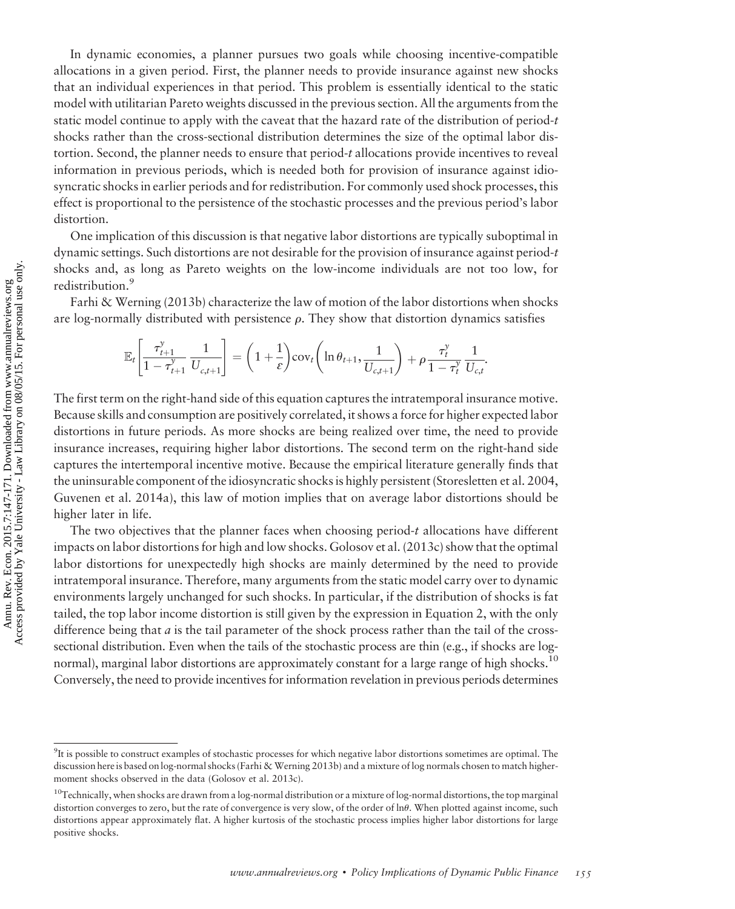In dynamic economies, a planner pursues two goals while choosing incentive-compatible allocations in a given period. First, the planner needs to provide insurance against new shocks that an individual experiences in that period. This problem is essentially identical to the static model with utilitarian Pareto weights discussed in the previous section. All the arguments from the static model continue to apply with the caveat that the hazard rate of the distribution of period-$t$ shocks rather than the cross-sectional distribution determines the size of the optimal labor distortion. Second, the planner needs to ensure that period-$t$ allocations provide incentives to reveal information in previous periods, which is needed both for provision of insurance against idiosyncratic shocks in earlier periods and for redistribution. For commonly used shock processes, this effect is proportional to the persistence of the stochastic processes and the previous period's labor distortion.

One implication of this discussion is that negative labor distortions are typically suboptimal in dynamic settings. Such distortions are not desirable for the provision of insurance against period-$t$ shocks and, as long as Pareto weights on the low-income individuals are not too low, for redistribution.[9]

Farhi & Werning (2013b) characterize the law of motion of the labor distortions when shocks are log-normally distributed with persistence $\rho$. They show that distortion dynamics satisfies

$$\mathbb{E}_t\left[\frac{\tau^y_{t+1}}{1-\tau^y_{t+1}}\frac{1}{U_{c,t+1}}\right] = \left(1+\frac{1}{\varepsilon}\right)\operatorname{cov}_t\left(\ln\theta_{t+1},\frac{1}{U_{c,t+1}}\right) + \rho\frac{\tau^y_t}{1-\tau^y_t}\frac{1}{U_{c,t}}.$$

The first term on the right-hand side of this equation captures the intratemporal insurance motive. Because skills and consumption are positively correlated, it shows a force for higher expected labor distortions in future periods. As more shocks are being realized over time, the need to provide insurance increases, requiring higher labor distortions. The second term on the right-hand side captures the intertemporal incentive motive. Because the empirical literature generally finds that the uninsurable component of the idiosyncratic shocks is highly persistent (Storesletten et al. 2004, Guvenen et al. 2014a), this law of motion implies that on average labor distortions should be higher later in life.

The two objectives that the planner faces when choosing period-$t$ allocations have different impacts on labor distortions for high and low shocks. Golosov et al. (2013c) show that the optimal labor distortions for unexpectedly high shocks are mainly determined by the need to provide intratemporal insurance. Therefore, many arguments from the static model carry over to dynamic environments largely unchanged for such shocks. In particular, if the distribution of shocks is fat tailed, the top labor income distortion is still given by the expression in Equation 2, with the only difference being that $a$ is the tail parameter of the shock process rather than the tail of the cross-sectional distribution. Even when the tails of the stochastic process are thin (e.g., if shocks are log-normal), marginal labor distortions are approximately constant for a large range of high shocks.[10] Conversely, the need to provide incentives for information revelation in previous periods determines

---

[9] It is possible to construct examples of stochastic processes for which negative labor distortions sometimes are optimal. The discussion here is based on log-normal shocks (Farhi & Werning 2013b) and a mixture of log normals chosen to match higher-moment shocks observed in the data (Golosov et al. 2013c).

[10] Technically, when shocks are drawn from a log-normal distribution or a mixture of log-normal distortions, the top marginal distortion converges to zero, but the rate of convergence is very slow, of the order of $\ln\theta$. When plotted against income, such distortions appear approximately flat. A higher kurtosis of the stochastic process implies higher labor distortions for large positive shocks.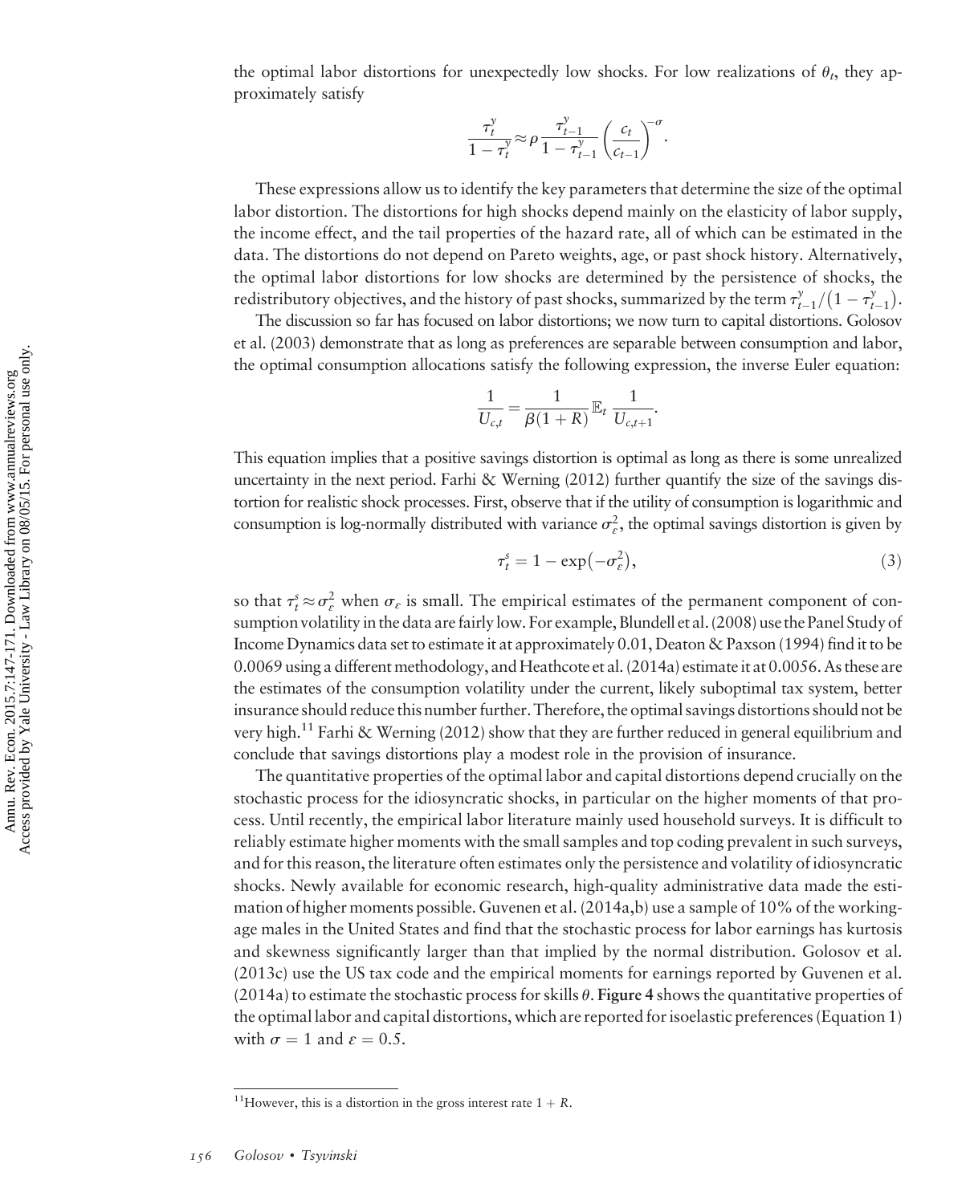the optimal labor distortions for unexpectedly low shocks. For low realizations of $\theta_t$, they approximately satisfy

$$\frac{\tau_t^y}{1-\tau_t^y} \approx \rho \frac{\tau_{t-1}^y}{1-\tau_{t-1}^y} \left(\frac{c_t}{c_{t-1}}\right)^{-\sigma}.$$

These expressions allow us to identify the key parameters that determine the size of the optimal labor distortion. The distortions for high shocks depend mainly on the elasticity of labor supply, the income effect, and the tail properties of the hazard rate, all of which can be estimated in the data. The distortions do not depend on Pareto weights, age, or past shock history. Alternatively, the optimal labor distortions for low shocks are determined by the persistence of shocks, the redistributory objectives, and the history of past shocks, summarized by the term $\tau_{t-1}^y/(1-\tau_{t-1}^y)$.

The discussion so far has focused on labor distortions; we now turn to capital distortions. Golosov et al. (2003) demonstrate that as long as preferences are separable between consumption and labor, the optimal consumption allocations satisfy the following expression, the inverse Euler equation:

$$\frac{1}{U_{c,t}} = \frac{1}{\beta(1+R)} \mathbb{E}_t \frac{1}{U_{c,t+1}}.$$

This equation implies that a positive savings distortion is optimal as long as there is some unrealized uncertainty in the next period. Farhi & Werning (2012) further quantify the size of the savings distortion for realistic shock processes. First, observe that if the utility of consumption is logarithmic and consumption is log-normally distributed with variance $\sigma_\varepsilon^2$, the optimal savings distortion is given by

$$\tau_t^s = 1 - \exp(-\sigma_\varepsilon^2), \tag{3}$$

so that $\tau_t^s \approx \sigma_\varepsilon^2$ when $\sigma_\varepsilon$ is small. The empirical estimates of the permanent component of consumption volatility in the data are fairly low. For example, Blundell et al. (2008) use the Panel Study of Income Dynamics data set to estimate it at approximately 0.01, Deaton & Paxson (1994) find it to be 0.0069 using a different methodology, and Heathcote et al. (2014a) estimate it at 0.0056. As these are the estimates of the consumption volatility under the current, likely suboptimal tax system, better insurance should reduce this number further. Therefore, the optimal savings distortions should not be very high.[11] Farhi & Werning (2012) show that they are further reduced in general equilibrium and conclude that savings distortions play a modest role in the provision of insurance.

The quantitative properties of the optimal labor and capital distortions depend crucially on the stochastic process for the idiosyncratic shocks, in particular on the higher moments of that process. Until recently, the empirical labor literature mainly used household surveys. It is difficult to reliably estimate higher moments with the small samples and top coding prevalent in such surveys, and for this reason, the literature often estimates only the persistence and volatility of idiosyncratic shocks. Newly available for economic research, high-quality administrative data made the estimation of higher moments possible. Guvenen et al. (2014a,b) use a sample of 10% of the working-age males in the United States and find that the stochastic process for labor earnings has kurtosis and skewness significantly larger than that implied by the normal distribution. Golosov et al. (2013c) use the US tax code and the empirical moments for earnings reported by Guvenen et al. (2014a) to estimate the stochastic process for skills $\theta$. **Figure 4** shows the quantitative properties of the optimal labor and capital distortions, which are reported for isoelastic preferences (Equation 1) with $\sigma = 1$ and $\varepsilon = 0.5$.

[11] However, this is a distortion in the gross interest rate $1 + R$.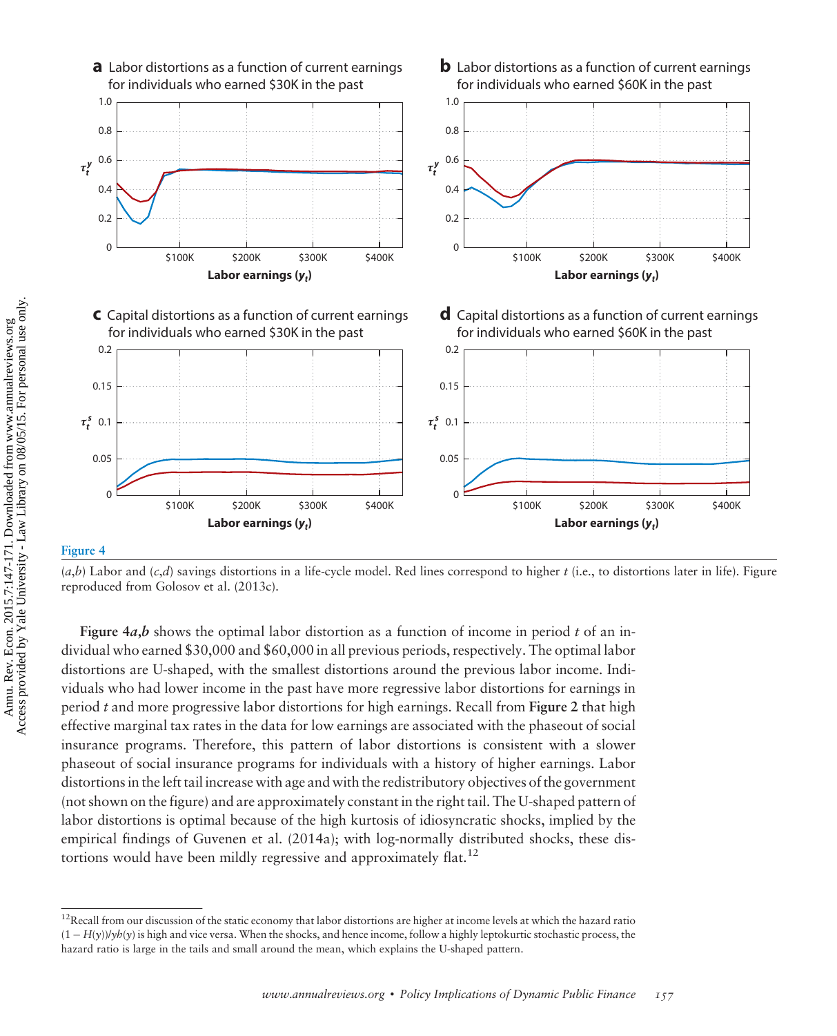**Figure 4**

(*a*,*b*) Labor and (*c*,*d*) savings distortions in a life-cycle model. Red lines correspond to higher $t$ (i.e., to distortions later in life). Figure reproduced from Golosov et al. (2013c).

**Figure 4*a*,*b*** shows the optimal labor distortion as a function of income in period $t$ of an individual who earned \$30,000 and \$60,000 in all previous periods, respectively. The optimal labor distortions are U-shaped, with the smallest distortions around the previous labor income. Individuals who had lower income in the past have more regressive labor distortions for earnings in period $t$ and more progressive labor distortions for high earnings. Recall from **Figure 2** that high effective marginal tax rates in the data for low earnings are associated with the phaseout of social insurance programs. Therefore, this pattern of labor distortions is consistent with a slower phaseout of social insurance programs for individuals with a history of higher earnings. Labor distortions in the left tail increase with age and with the redistributory objectives of the government (not shown on the figure) and are approximately constant in the right tail. The U-shaped pattern of labor distortions is optimal because of the high kurtosis of idiosyncratic shocks, implied by the empirical findings of Guvenen et al. (2014a); with log-normally distributed shocks, these distortions would have been mildly regressive and approximately flat.[12]

[12] Recall from our discussion of the static economy that labor distortions are higher at income levels at which the hazard ratio $(1 - H(y))/yh(y)$ is high and vice versa. When the shocks, and hence income, follow a highly leptokurtic stochastic process, the hazard ratio is large in the tails and small around the mean, which explains the U-shaped pattern.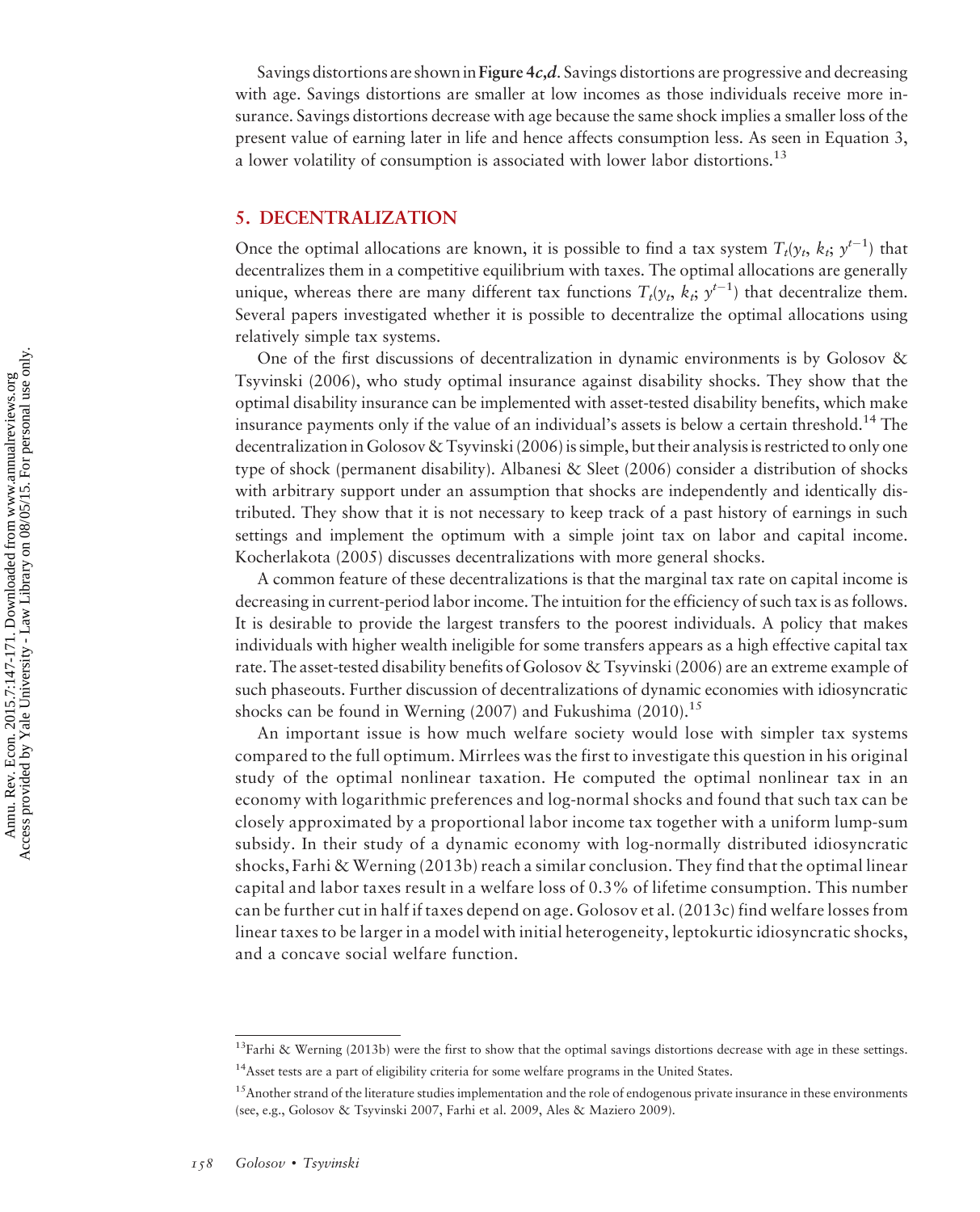Savings distortions are shown in **Figure 4*c*,*d***. Savings distortions are progressive and decreasing with age. Savings distortions are smaller at low incomes as those individuals receive more insurance. Savings distortions decrease with age because the same shock implies a smaller loss of the present value of earning later in life and hence affects consumption less. As seen in Equation 3, a lower volatility of consumption is associated with lower labor distortions.[13]

## 5. DECENTRALIZATION

Once the optimal allocations are known, it is possible to find a tax system $T_t(y_t, k_t; y^{t-1})$ that decentralizes them in a competitive equilibrium with taxes. The optimal allocations are generally unique, whereas there are many different tax functions $T_t(y_t, k_t; y^{t-1})$ that decentralize them. Several papers investigated whether it is possible to decentralize the optimal allocations using relatively simple tax systems.

One of the first discussions of decentralization in dynamic environments is by Golosov & Tsyvinski (2006), who study optimal insurance against disability shocks. They show that the optimal disability insurance can be implemented with asset-tested disability benefits, which make insurance payments only if the value of an individual's assets is below a certain threshold.[14] The decentralization in Golosov & Tsyvinski (2006) is simple, but their analysis is restricted to only one type of shock (permanent disability). Albanesi & Sleet (2006) consider a distribution of shocks with arbitrary support under an assumption that shocks are independently and identically distributed. They show that it is not necessary to keep track of a past history of earnings in such settings and implement the optimum with a simple joint tax on labor and capital income. Kocherlakota (2005) discusses decentralizations with more general shocks.

A common feature of these decentralizations is that the marginal tax rate on capital income is decreasing in current-period labor income. The intuition for the efficiency of such tax is as follows. It is desirable to provide the largest transfers to the poorest individuals. A policy that makes individuals with higher wealth ineligible for some transfers appears as a high effective capital tax rate. The asset-tested disability benefits of Golosov & Tsyvinski (2006) are an extreme example of such phaseouts. Further discussion of decentralizations of dynamic economies with idiosyncratic shocks can be found in Werning (2007) and Fukushima (2010).[15]

An important issue is how much welfare society would lose with simpler tax systems compared to the full optimum. Mirrlees was the first to investigate this question in his original study of the optimal nonlinear taxation. He computed the optimal nonlinear tax in an economy with logarithmic preferences and log-normal shocks and found that such tax can be closely approximated by a proportional labor income tax together with a uniform lump-sum subsidy. In their study of a dynamic economy with log-normally distributed idiosyncratic shocks, Farhi & Werning (2013b) reach a similar conclusion. They find that the optimal linear capital and labor taxes result in a welfare loss of 0.3% of lifetime consumption. This number can be further cut in half if taxes depend on age. Golosov et al. (2013c) find welfare losses from linear taxes to be larger in a model with initial heterogeneity, leptokurtic idiosyncratic shocks, and a concave social welfare function.

---

[13] Farhi & Werning (2013b) were the first to show that the optimal savings distortions decrease with age in these settings.

[14] Asset tests are a part of eligibility criteria for some welfare programs in the United States.

[15] Another strand of the literature studies implementation and the role of endogenous private insurance in these environments (see, e.g., Golosov & Tsyvinski 2007, Farhi et al. 2009, Ales & Maziero 2009).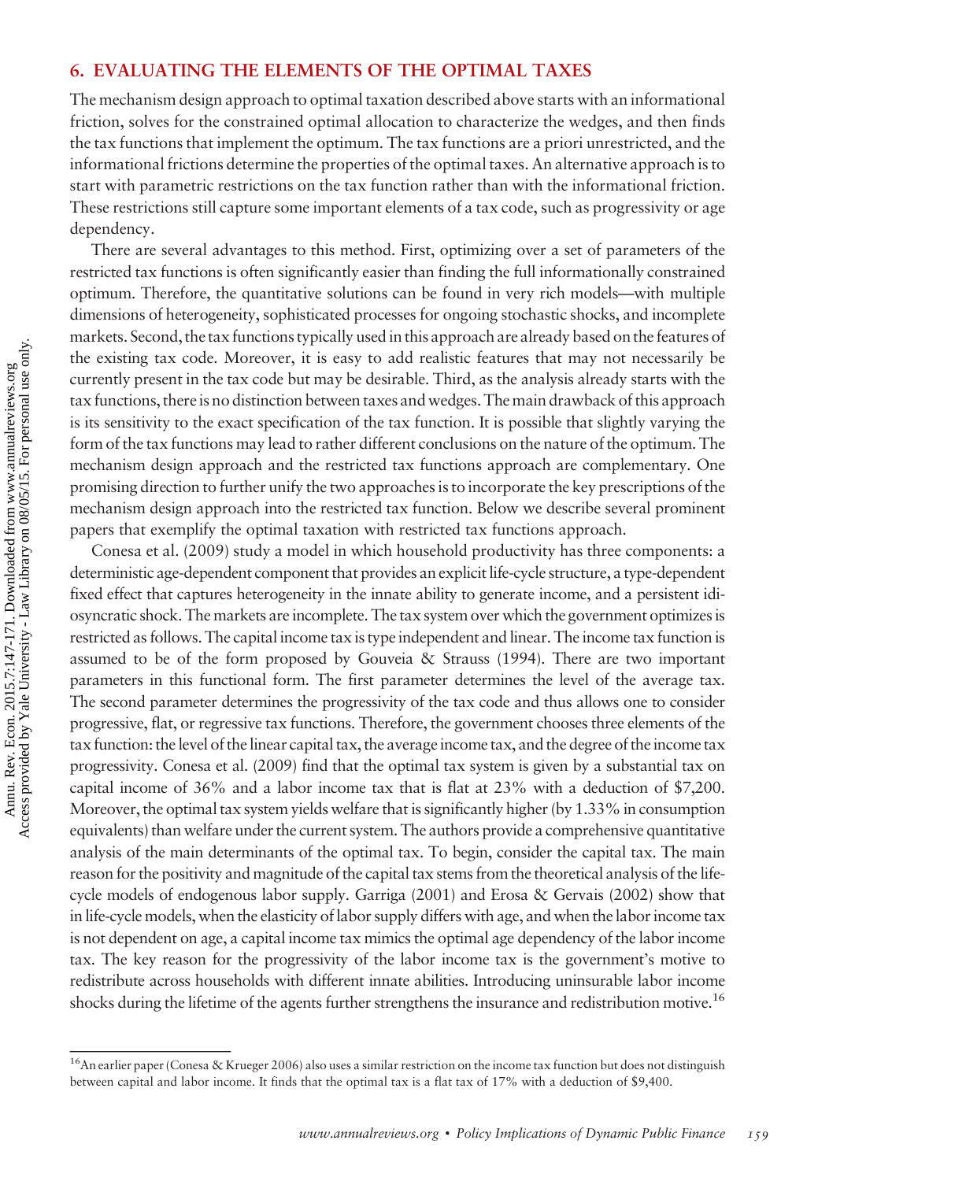## 6. EVALUATING THE ELEMENTS OF THE OPTIMAL TAXES

The mechanism design approach to optimal taxation described above starts with an informational friction, solves for the constrained optimal allocation to characterize the wedges, and then finds the tax functions that implement the optimum. The tax functions are a priori unrestricted, and the informational frictions determine the properties of the optimal taxes. An alternative approach is to start with parametric restrictions on the tax function rather than with the informational friction. These restrictions still capture some important elements of a tax code, such as progressivity or age dependency.

There are several advantages to this method. First, optimizing over a set of parameters of the restricted tax functions is often significantly easier than finding the full informationally constrained optimum. Therefore, the quantitative solutions can be found in very rich models—with multiple dimensions of heterogeneity, sophisticated processes for ongoing stochastic shocks, and incomplete markets. Second, the tax functions typically used in this approach are already based on the features of the existing tax code. Moreover, it is easy to add realistic features that may not necessarily be currently present in the tax code but may be desirable. Third, as the analysis already starts with the tax functions, there is no distinction between taxes and wedges. The main drawback of this approach is its sensitivity to the exact specification of the tax function. It is possible that slightly varying the form of the tax functions may lead to rather different conclusions on the nature of the optimum. The mechanism design approach and the restricted tax functions approach are complementary. One promising direction to further unify the two approaches is to incorporate the key prescriptions of the mechanism design approach into the restricted tax function. Below we describe several prominent papers that exemplify the optimal taxation with restricted tax functions approach.

Conesa et al. (2009) study a model in which household productivity has three components: a deterministic age-dependent component that provides an explicit life-cycle structure, a type-dependent fixed effect that captures heterogeneity in the innate ability to generate income, and a persistent idiosyncratic shock. The markets are incomplete. The tax system over which the government optimizes is restricted as follows. The capital income tax is type independent and linear. The income tax function is assumed to be of the form proposed by Gouveia & Strauss (1994). There are two important parameters in this functional form. The first parameter determines the level of the average tax. The second parameter determines the progressivity of the tax code and thus allows one to consider progressive, flat, or regressive tax functions. Therefore, the government chooses three elements of the tax function: the level of the linear capital tax, the average income tax, and the degree of the income tax progressivity. Conesa et al. (2009) find that the optimal tax system is given by a substantial tax on capital income of 36% and a labor income tax that is flat at 23% with a deduction of $7,200. Moreover, the optimal tax system yields welfare that is significantly higher (by 1.33% in consumption equivalents) than welfare under the current system. The authors provide a comprehensive quantitative analysis of the main determinants of the optimal tax. To begin, consider the capital tax. The main reason for the positivity and magnitude of the capital tax stems from the theoretical analysis of the life-cycle models of endogenous labor supply. Garriga (2001) and Erosa & Gervais (2002) show that in life-cycle models, when the elasticity of labor supply differs with age, and when the labor income tax is not dependent on age, a capital income tax mimics the optimal age dependency of the labor income tax. The key reason for the progressivity of the labor income tax is the government's motive to redistribute across households with different innate abilities. Introducing uninsurable labor income shocks during the lifetime of the agents further strengthens the insurance and redistribution motive.[16]

[16] An earlier paper (Conesa & Krueger 2006) also uses a similar restriction on the income tax function but does not distinguish between capital and labor income. It finds that the optimal tax is a flat tax of 17% with a deduction of $9,400.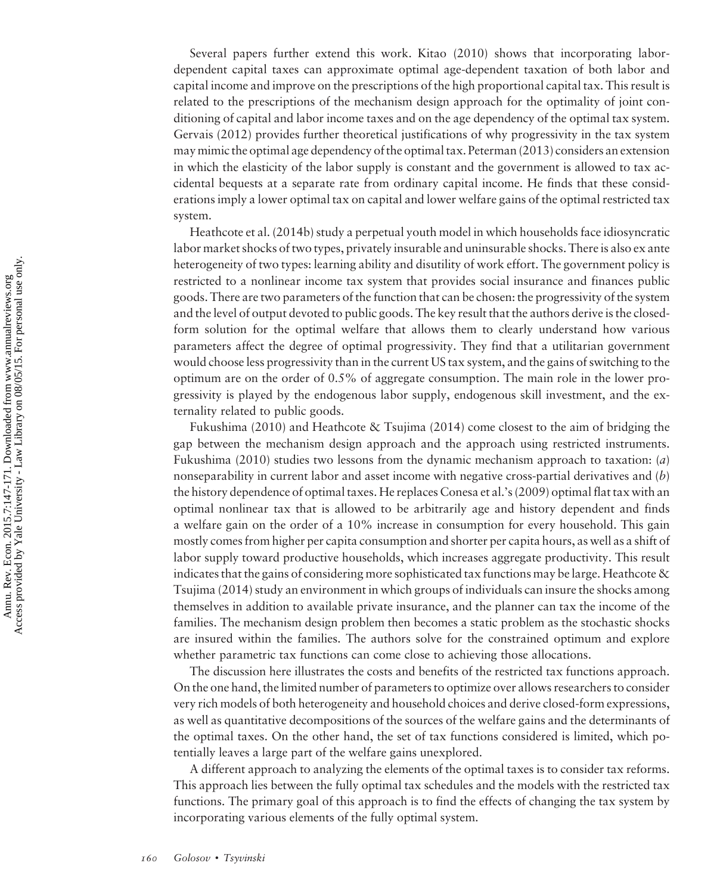Several papers further extend this work. Kitao (2010) shows that incorporating labor-dependent capital taxes can approximate optimal age-dependent taxation of both labor and capital income and improve on the prescriptions of the high proportional capital tax. This result is related to the prescriptions of the mechanism design approach for the optimality of joint conditioning of capital and labor income taxes and on the age dependency of the optimal tax system. Gervais (2012) provides further theoretical justifications of why progressivity in the tax system may mimic the optimal age dependency of the optimal tax. Peterman (2013) considers an extension in which the elasticity of the labor supply is constant and the government is allowed to tax accidental bequests at a separate rate from ordinary capital income. He finds that these considerations imply a lower optimal tax on capital and lower welfare gains of the optimal restricted tax system.

Heathcote et al. (2014b) study a perpetual youth model in which households face idiosyncratic labor market shocks of two types, privately insurable and uninsurable shocks. There is also ex ante heterogeneity of two types: learning ability and disutility of work effort. The government policy is restricted to a nonlinear income tax system that provides social insurance and finances public goods. There are two parameters of the function that can be chosen: the progressivity of the system and the level of output devoted to public goods. The key result that the authors derive is the closed-form solution for the optimal welfare that allows them to clearly understand how various parameters affect the degree of optimal progressivity. They find that a utilitarian government would choose less progressivity than in the current US tax system, and the gains of switching to the optimum are on the order of 0.5% of aggregate consumption. The main role in the lower progressivity is played by the endogenous labor supply, endogenous skill investment, and the externality related to public goods.

Fukushima (2010) and Heathcote & Tsujima (2014) come closest to the aim of bridging the gap between the mechanism design approach and the approach using restricted instruments. Fukushima (2010) studies two lessons from the dynamic mechanism approach to taxation: (*a*) nonseparability in current labor and asset income with negative cross-partial derivatives and (*b*) the history dependence of optimal taxes. He replaces Conesa et al.'s (2009) optimal flat tax with an optimal nonlinear tax that is allowed to be arbitrarily age and history dependent and finds a welfare gain on the order of a 10% increase in consumption for every household. This gain mostly comes from higher per capita consumption and shorter per capita hours, as well as a shift of labor supply toward productive households, which increases aggregate productivity. This result indicates that the gains of considering more sophisticated tax functions may be large. Heathcote & Tsujima (2014) study an environment in which groups of individuals can insure the shocks among themselves in addition to available private insurance, and the planner can tax the income of the families. The mechanism design problem then becomes a static problem as the stochastic shocks are insured within the families. The authors solve for the constrained optimum and explore whether parametric tax functions can come close to achieving those allocations.

The discussion here illustrates the costs and benefits of the restricted tax functions approach. On the one hand, the limited number of parameters to optimize over allows researchers to consider very rich models of both heterogeneity and household choices and derive closed-form expressions, as well as quantitative decompositions of the sources of the welfare gains and the determinants of the optimal taxes. On the other hand, the set of tax functions considered is limited, which potentially leaves a large part of the welfare gains unexplored.

A different approach to analyzing the elements of the optimal taxes is to consider tax reforms. This approach lies between the fully optimal tax schedules and the models with the restricted tax functions. The primary goal of this approach is to find the effects of changing the tax system by incorporating various elements of the fully optimal system.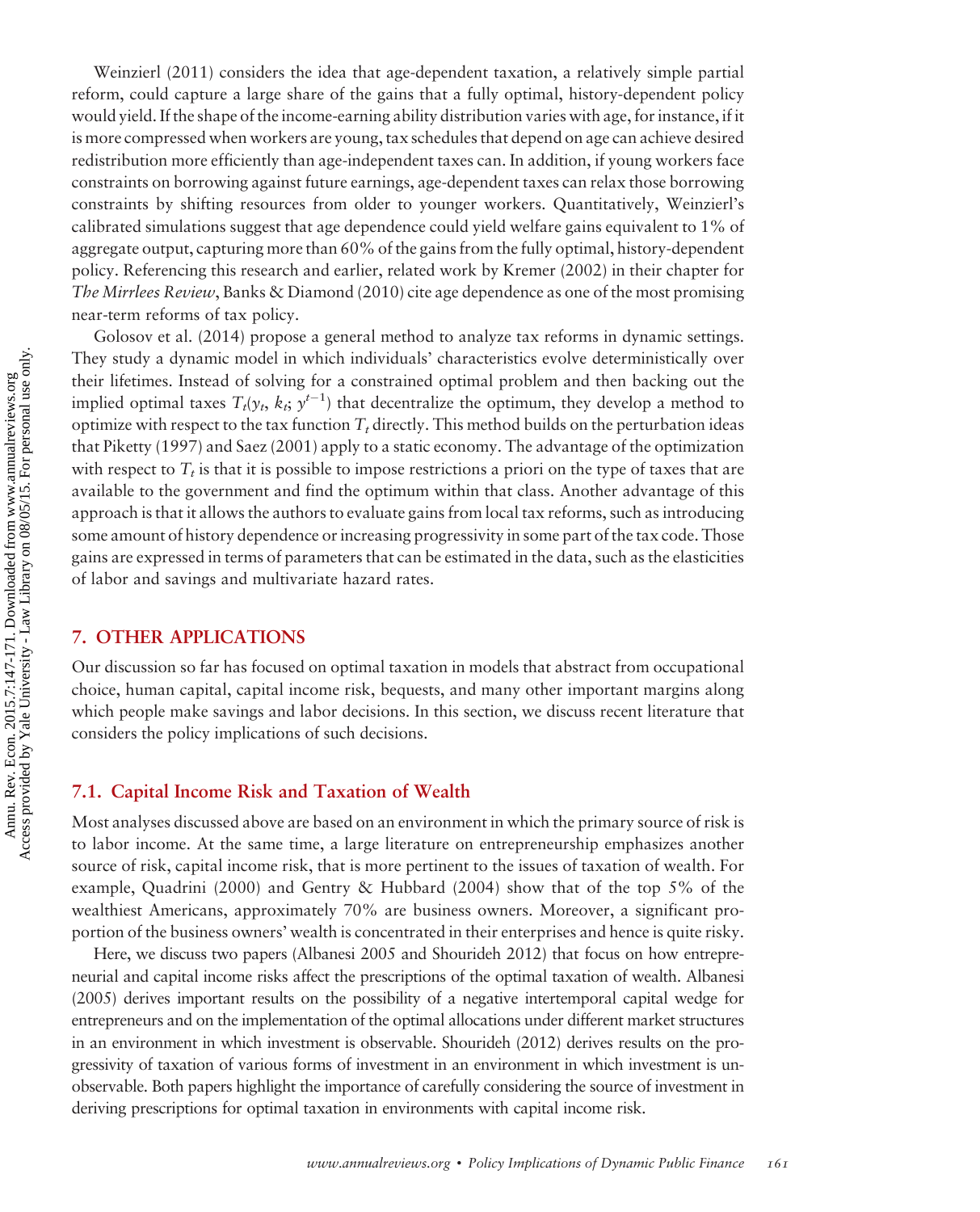Weinzierl (2011) considers the idea that age-dependent taxation, a relatively simple partial reform, could capture a large share of the gains that a fully optimal, history-dependent policy would yield. If the shape of the income-earning ability distribution varies with age, for instance, if it is more compressed when workers are young, tax schedules that depend on age can achieve desired redistribution more efficiently than age-independent taxes can. In addition, if young workers face constraints on borrowing against future earnings, age-dependent taxes can relax those borrowing constraints by shifting resources from older to younger workers. Quantitatively, Weinzierl's calibrated simulations suggest that age dependence could yield welfare gains equivalent to 1% of aggregate output, capturing more than 60% of the gains from the fully optimal, history-dependent policy. Referencing this research and earlier, related work by Kremer (2002) in their chapter for *The Mirrlees Review*, Banks & Diamond (2010) cite age dependence as one of the most promising near-term reforms of tax policy.

Golosov et al. (2014) propose a general method to analyze tax reforms in dynamic settings. They study a dynamic model in which individuals' characteristics evolve deterministically over their lifetimes. Instead of solving for a constrained optimal problem and then backing out the implied optimal taxes $T_t(y_t, k_t; y^{t-1})$ that decentralize the optimum, they develop a method to optimize with respect to the tax function $T_t$ directly. This method builds on the perturbation ideas that Piketty (1997) and Saez (2001) apply to a static economy. The advantage of the optimization with respect to $T_t$ is that it is possible to impose restrictions a priori on the type of taxes that are available to the government and find the optimum within that class. Another advantage of this approach is that it allows the authors to evaluate gains from local tax reforms, such as introducing some amount of history dependence or increasing progressivity in some part of the tax code. Those gains are expressed in terms of parameters that can be estimated in the data, such as the elasticities of labor and savings and multivariate hazard rates.

## 7. OTHER APPLICATIONS

Our discussion so far has focused on optimal taxation in models that abstract from occupational choice, human capital, capital income risk, bequests, and many other important margins along which people make savings and labor decisions. In this section, we discuss recent literature that considers the policy implications of such decisions.

### 7.1. Capital Income Risk and Taxation of Wealth

Most analyses discussed above are based on an environment in which the primary source of risk is to labor income. At the same time, a large literature on entrepreneurship emphasizes another source of risk, capital income risk, that is more pertinent to the issues of taxation of wealth. For example, Quadrini (2000) and Gentry & Hubbard (2004) show that of the top 5% of the wealthiest Americans, approximately 70% are business owners. Moreover, a significant proportion of the business owners' wealth is concentrated in their enterprises and hence is quite risky.

Here, we discuss two papers (Albanesi 2005 and Shourideh 2012) that focus on how entrepreneurial and capital income risks affect the prescriptions of the optimal taxation of wealth. Albanesi (2005) derives important results on the possibility of a negative intertemporal capital wedge for entrepreneurs and on the implementation of the optimal allocations under different market structures in an environment in which investment is observable. Shourideh (2012) derives results on the progressivity of taxation of various forms of investment in an environment in which investment is unobservable. Both papers highlight the importance of carefully considering the source of investment in deriving prescriptions for optimal taxation in environments with capital income risk.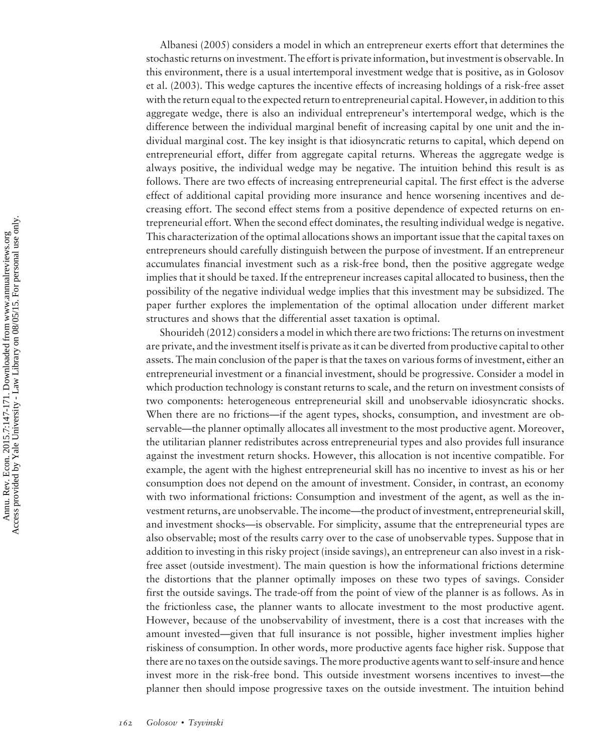Albanesi (2005) considers a model in which an entrepreneur exerts effort that determines the stochastic returns on investment. The effort is private information, but investment is observable. In this environment, there is a usual intertemporal investment wedge that is positive, as in Golosov et al. (2003). This wedge captures the incentive effects of increasing holdings of a risk-free asset with the return equal to the expected return to entrepreneurial capital. However, in addition to this aggregate wedge, there is also an individual entrepreneur's intertemporal wedge, which is the difference between the individual marginal benefit of increasing capital by one unit and the individual marginal cost. The key insight is that idiosyncratic returns to capital, which depend on entrepreneurial effort, differ from aggregate capital returns. Whereas the aggregate wedge is always positive, the individual wedge may be negative. The intuition behind this result is as follows. There are two effects of increasing entrepreneurial capital. The first effect is the adverse effect of additional capital providing more insurance and hence worsening incentives and decreasing effort. The second effect stems from a positive dependence of expected returns on entrepreneurial effort. When the second effect dominates, the resulting individual wedge is negative. This characterization of the optimal allocations shows an important issue that the capital taxes on entrepreneurs should carefully distinguish between the purpose of investment. If an entrepreneur accumulates financial investment such as a risk-free bond, then the positive aggregate wedge implies that it should be taxed. If the entrepreneur increases capital allocated to business, then the possibility of the negative individual wedge implies that this investment may be subsidized. The paper further explores the implementation of the optimal allocation under different market structures and shows that the differential asset taxation is optimal.

Shourideh (2012) considers a model in which there are two frictions: The returns on investment are private, and the investment itself is private as it can be diverted from productive capital to other assets. The main conclusion of the paper is that the taxes on various forms of investment, either an entrepreneurial investment or a financial investment, should be progressive. Consider a model in which production technology is constant returns to scale, and the return on investment consists of two components: heterogeneous entrepreneurial skill and unobservable idiosyncratic shocks. When there are no frictions—if the agent types, shocks, consumption, and investment are observable—the planner optimally allocates all investment to the most productive agent. Moreover, the utilitarian planner redistributes across entrepreneurial types and also provides full insurance against the investment return shocks. However, this allocation is not incentive compatible. For example, the agent with the highest entrepreneurial skill has no incentive to invest as his or her consumption does not depend on the amount of investment. Consider, in contrast, an economy with two informational frictions: Consumption and investment of the agent, as well as the investment returns, are unobservable. The income—the product of investment, entrepreneurial skill, and investment shocks—is observable. For simplicity, assume that the entrepreneurial types are also observable; most of the results carry over to the case of unobservable types. Suppose that in addition to investing in this risky project (inside savings), an entrepreneur can also invest in a risk-free asset (outside investment). The main question is how the informational frictions determine the distortions that the planner optimally imposes on these two types of savings. Consider first the outside savings. The trade-off from the point of view of the planner is as follows. As in the frictionless case, the planner wants to allocate investment to the most productive agent. However, because of the unobservability of investment, there is a cost that increases with the amount invested—given that full insurance is not possible, higher investment implies higher riskiness of consumption. In other words, more productive agents face higher risk. Suppose that there are no taxes on the outside savings. The more productive agents want to self-insure and hence invest more in the risk-free bond. This outside investment worsens incentives to invest—the planner then should impose progressive taxes on the outside investment. The intuition behind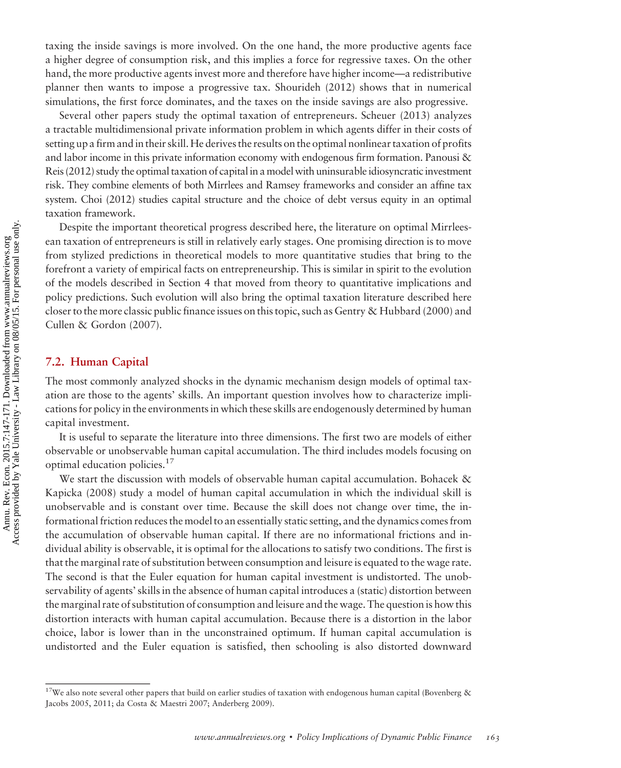taxing the inside savings is more involved. On the one hand, the more productive agents face a higher degree of consumption risk, and this implies a force for regressive taxes. On the other hand, the more productive agents invest more and therefore have higher income—a redistributive planner then wants to impose a progressive tax. Shourideh (2012) shows that in numerical simulations, the first force dominates, and the taxes on the inside savings are also progressive.

Several other papers study the optimal taxation of entrepreneurs. Scheuer (2013) analyzes a tractable multidimensional private information problem in which agents differ in their costs of setting up a firm and in their skill. He derives the results on the optimal nonlinear taxation of profits and labor income in this private information economy with endogenous firm formation. Panousi & Reis (2012) study the optimal taxation of capital in a model with uninsurable idiosyncratic investment risk. They combine elements of both Mirrlees and Ramsey frameworks and consider an affine tax system. Choi (2012) studies capital structure and the choice of debt versus equity in an optimal taxation framework.

Despite the important theoretical progress described here, the literature on optimal Mirrleesean taxation of entrepreneurs is still in relatively early stages. One promising direction is to move from stylized predictions in theoretical models to more quantitative studies that bring to the forefront a variety of empirical facts on entrepreneurship. This is similar in spirit to the evolution of the models described in Section 4 that moved from theory to quantitative implications and policy predictions. Such evolution will also bring the optimal taxation literature described here closer to the more classic public finance issues on this topic, such as Gentry & Hubbard (2000) and Cullen & Gordon (2007).

## 7.2. Human Capital

The most commonly analyzed shocks in the dynamic mechanism design models of optimal taxation are those to the agents' skills. An important question involves how to characterize implications for policy in the environments in which these skills are endogenously determined by human capital investment.

It is useful to separate the literature into three dimensions. The first two are models of either observable or unobservable human capital accumulation. The third includes models focusing on optimal education policies.[17]

We start the discussion with models of observable human capital accumulation. Bohacek & Kapicka (2008) study a model of human capital accumulation in which the individual skill is unobservable and is constant over time. Because the skill does not change over time, the informational friction reduces the model to an essentially static setting, and the dynamics comes from the accumulation of observable human capital. If there are no informational frictions and individual ability is observable, it is optimal for the allocations to satisfy two conditions. The first is that the marginal rate of substitution between consumption and leisure is equated to the wage rate. The second is that the Euler equation for human capital investment is undistorted. The unobservability of agents' skills in the absence of human capital introduces a (static) distortion between the marginal rate of substitution of consumption and leisure and the wage. The question is how this distortion interacts with human capital accumulation. Because there is a distortion in the labor choice, labor is lower than in the unconstrained optimum. If human capital accumulation is undistorted and the Euler equation is satisfied, then schooling is also distorted downward

[17]We also note several other papers that build on earlier studies of taxation with endogenous human capital (Bovenberg & Jacobs 2005, 2011; da Costa & Maestri 2007; Anderberg 2009).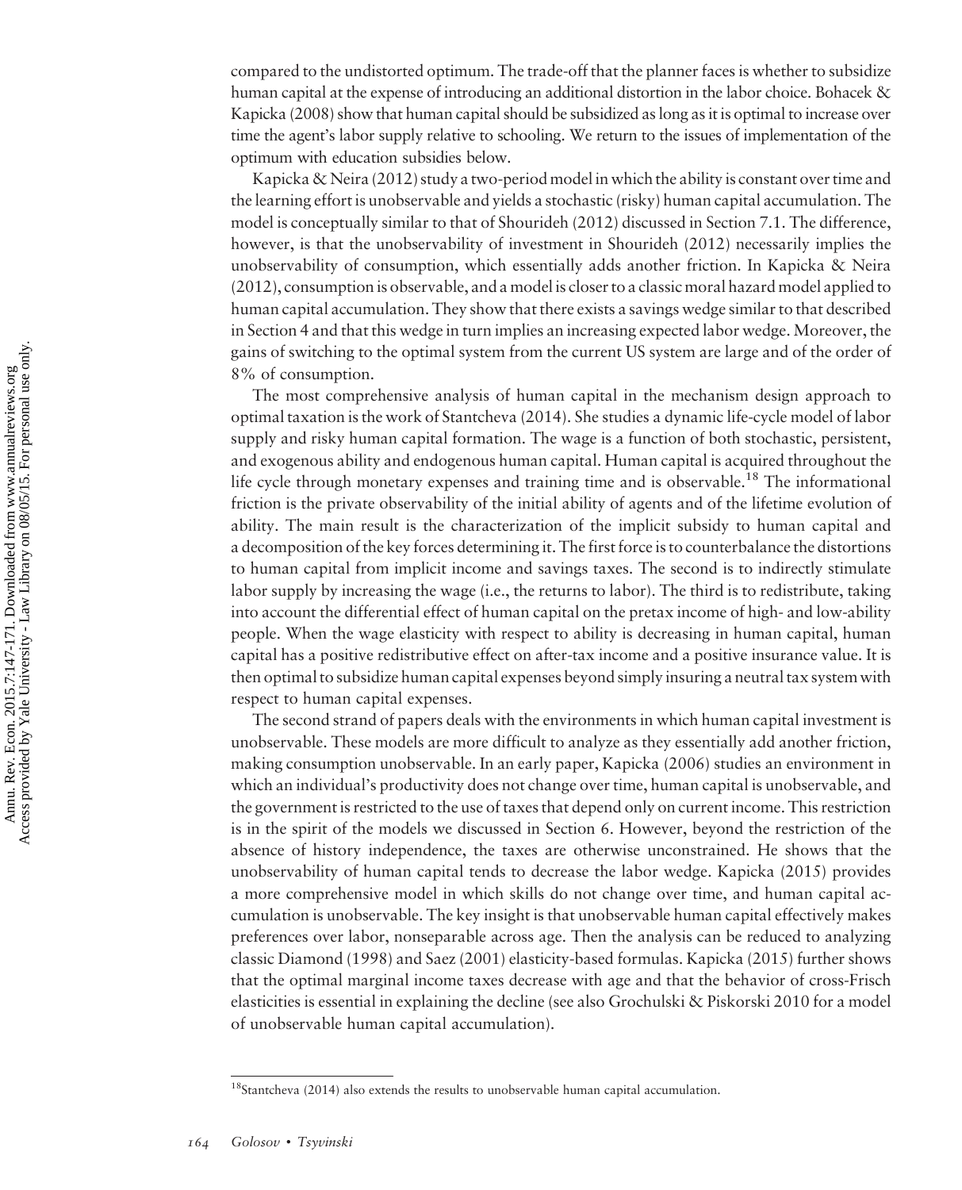compared to the undistorted optimum. The trade-off that the planner faces is whether to subsidize human capital at the expense of introducing an additional distortion in the labor choice. Bohacek & Kapicka (2008) show that human capital should be subsidized as long as it is optimal to increase over time the agent's labor supply relative to schooling. We return to the issues of implementation of the optimum with education subsidies below.

Kapicka & Neira (2012) study a two-period model in which the ability is constant over time and the learning effort is unobservable and yields a stochastic (risky) human capital accumulation. The model is conceptually similar to that of Shourideh (2012) discussed in Section 7.1. The difference, however, is that the unobservability of investment in Shourideh (2012) necessarily implies the unobservability of consumption, which essentially adds another friction. In Kapicka & Neira (2012), consumption is observable, and a model is closer to a classic moral hazard model applied to human capital accumulation. They show that there exists a savings wedge similar to that described in Section 4 and that this wedge in turn implies an increasing expected labor wedge. Moreover, the gains of switching to the optimal system from the current US system are large and of the order of 8% of consumption.

The most comprehensive analysis of human capital in the mechanism design approach to optimal taxation is the work of Stantcheva (2014). She studies a dynamic life-cycle model of labor supply and risky human capital formation. The wage is a function of both stochastic, persistent, and exogenous ability and endogenous human capital. Human capital is acquired throughout the life cycle through monetary expenses and training time and is observable.[18] The informational friction is the private observability of the initial ability of agents and of the lifetime evolution of ability. The main result is the characterization of the implicit subsidy to human capital and a decomposition of the key forces determining it. The first force is to counterbalance the distortions to human capital from implicit income and savings taxes. The second is to indirectly stimulate labor supply by increasing the wage (i.e., the returns to labor). The third is to redistribute, taking into account the differential effect of human capital on the pretax income of high- and low-ability people. When the wage elasticity with respect to ability is decreasing in human capital, human capital has a positive redistributive effect on after-tax income and a positive insurance value. It is then optimal to subsidize human capital expenses beyond simply insuring a neutral tax system with respect to human capital expenses.

The second strand of papers deals with the environments in which human capital investment is unobservable. These models are more difficult to analyze as they essentially add another friction, making consumption unobservable. In an early paper, Kapicka (2006) studies an environment in which an individual's productivity does not change over time, human capital is unobservable, and the government is restricted to the use of taxes that depend only on current income. This restriction is in the spirit of the models we discussed in Section 6. However, beyond the restriction of the absence of history independence, the taxes are otherwise unconstrained. He shows that the unobservability of human capital tends to decrease the labor wedge. Kapicka (2015) provides a more comprehensive model in which skills do not change over time, and human capital accumulation is unobservable. The key insight is that unobservable human capital effectively makes preferences over labor, nonseparable across age. Then the analysis can be reduced to analyzing classic Diamond (1998) and Saez (2001) elasticity-based formulas. Kapicka (2015) further shows that the optimal marginal income taxes decrease with age and that the behavior of cross-Frisch elasticities is essential in explaining the decline (see also Grochulski & Piskorski 2010 for a model of unobservable human capital accumulation).

[18] Stantcheva (2014) also extends the results to unobservable human capital accumulation.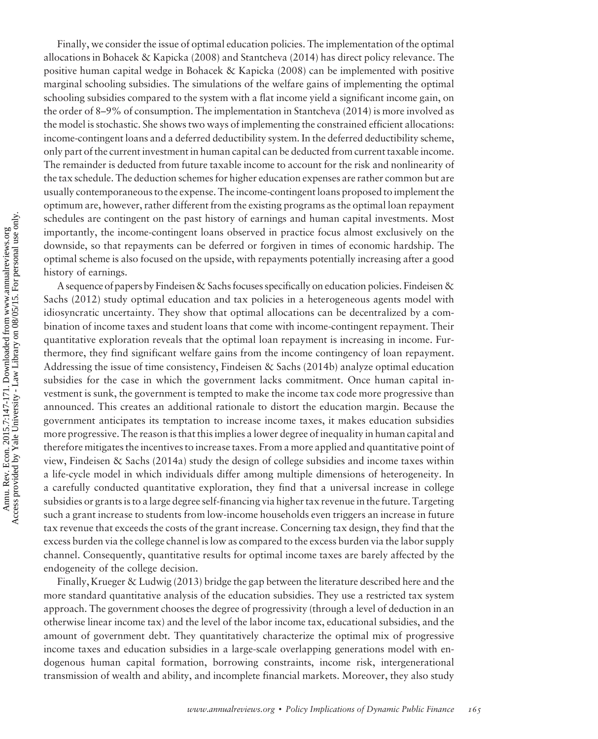Finally, we consider the issue of optimal education policies. The implementation of the optimal allocations in Bohacek & Kapicka (2008) and Stantcheva (2014) has direct policy relevance. The positive human capital wedge in Bohacek & Kapicka (2008) can be implemented with positive marginal schooling subsidies. The simulations of the welfare gains of implementing the optimal schooling subsidies compared to the system with a flat income yield a significant income gain, on the order of 8–9% of consumption. The implementation in Stantcheva (2014) is more involved as the model is stochastic. She shows two ways of implementing the constrained efficient allocations: income-contingent loans and a deferred deductibility system. In the deferred deductibility scheme, only part of the current investment in human capital can be deducted from current taxable income. The remainder is deducted from future taxable income to account for the risk and nonlinearity of the tax schedule. The deduction schemes for higher education expenses are rather common but are usually contemporaneous to the expense. The income-contingent loans proposed to implement the optimum are, however, rather different from the existing programs as the optimal loan repayment schedules are contingent on the past history of earnings and human capital investments. Most importantly, the income-contingent loans observed in practice focus almost exclusively on the downside, so that repayments can be deferred or forgiven in times of economic hardship. The optimal scheme is also focused on the upside, with repayments potentially increasing after a good history of earnings.

A sequence of papers by Findeisen & Sachs focuses specifically on education policies. Findeisen & Sachs (2012) study optimal education and tax policies in a heterogeneous agents model with idiosyncratic uncertainty. They show that optimal allocations can be decentralized by a combination of income taxes and student loans that come with income-contingent repayment. Their quantitative exploration reveals that the optimal loan repayment is increasing in income. Furthermore, they find significant welfare gains from the income contingency of loan repayment. Addressing the issue of time consistency, Findeisen & Sachs (2014b) analyze optimal education subsidies for the case in which the government lacks commitment. Once human capital investment is sunk, the government is tempted to make the income tax code more progressive than announced. This creates an additional rationale to distort the education margin. Because the government anticipates its temptation to increase income taxes, it makes education subsidies more progressive. The reason is that this implies a lower degree of inequality in human capital and therefore mitigates the incentives to increase taxes. From a more applied and quantitative point of view, Findeisen & Sachs (2014a) study the design of college subsidies and income taxes within a life-cycle model in which individuals differ among multiple dimensions of heterogeneity. In a carefully conducted quantitative exploration, they find that a universal increase in college subsidies or grants is to a large degree self-financing via higher tax revenue in the future. Targeting such a grant increase to students from low-income households even triggers an increase in future tax revenue that exceeds the costs of the grant increase. Concerning tax design, they find that the excess burden via the college channel is low as compared to the excess burden via the labor supply channel. Consequently, quantitative results for optimal income taxes are barely affected by the endogeneity of the college decision.

Finally, Krueger & Ludwig (2013) bridge the gap between the literature described here and the more standard quantitative analysis of the education subsidies. They use a restricted tax system approach. The government chooses the degree of progressivity (through a level of deduction in an otherwise linear income tax) and the level of the labor income tax, educational subsidies, and the amount of government debt. They quantitatively characterize the optimal mix of progressive income taxes and education subsidies in a large-scale overlapping generations model with endogenous human capital formation, borrowing constraints, income risk, intergenerational transmission of wealth and ability, and incomplete financial markets. Moreover, they also study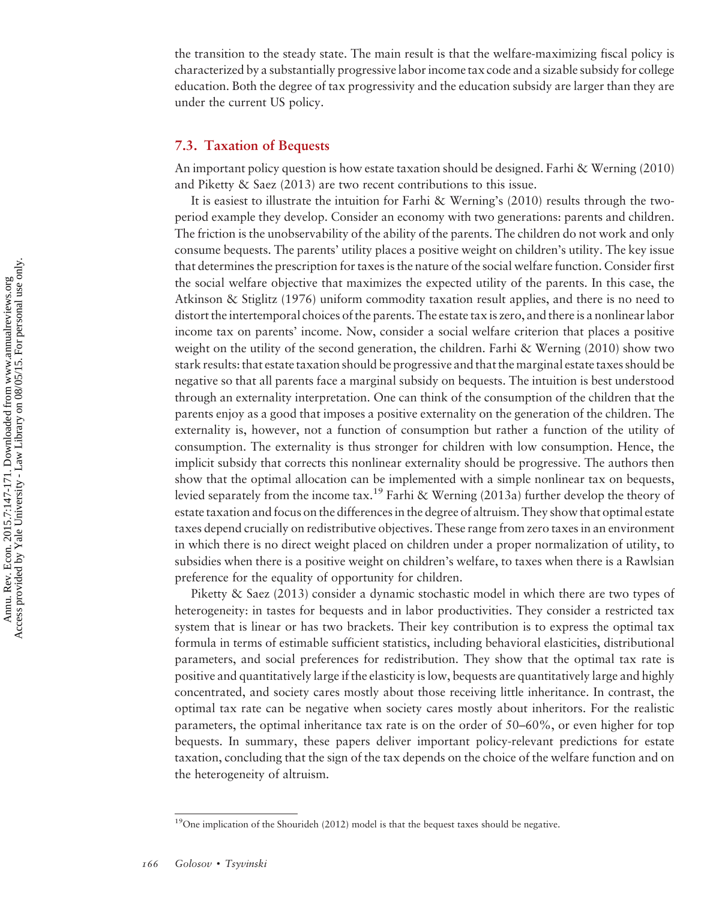the transition to the steady state. The main result is that the welfare-maximizing fiscal policy is characterized by a substantially progressive labor income tax code and a sizable subsidy for college education. Both the degree of tax progressivity and the education subsidy are larger than they are under the current US policy.

### 7.3. Taxation of Bequests

An important policy question is how estate taxation should be designed. Farhi & Werning (2010) and Piketty & Saez (2013) are two recent contributions to this issue.

It is easiest to illustrate the intuition for Farhi & Werning's (2010) results through the two-period example they develop. Consider an economy with two generations: parents and children. The friction is the unobservability of the ability of the parents. The children do not work and only consume bequests. The parents' utility places a positive weight on children's utility. The key issue that determines the prescription for taxes is the nature of the social welfare function. Consider first the social welfare objective that maximizes the expected utility of the parents. In this case, the Atkinson & Stiglitz (1976) uniform commodity taxation result applies, and there is no need to distort the intertemporal choices of the parents. The estate tax is zero, and there is a nonlinear labor income tax on parents' income. Now, consider a social welfare criterion that places a positive weight on the utility of the second generation, the children. Farhi & Werning (2010) show two stark results: that estate taxation should be progressive and that the marginal estate taxes should be negative so that all parents face a marginal subsidy on bequests. The intuition is best understood through an externality interpretation. One can think of the consumption of the children that the parents enjoy as a good that imposes a positive externality on the generation of the children. The externality is, however, not a function of consumption but rather a function of the utility of consumption. The externality is thus stronger for children with low consumption. Hence, the implicit subsidy that corrects this nonlinear externality should be progressive. The authors then show that the optimal allocation can be implemented with a simple nonlinear tax on bequests, levied separately from the income tax.[19] Farhi & Werning (2013a) further develop the theory of estate taxation and focus on the differences in the degree of altruism. They show that optimal estate taxes depend crucially on redistributive objectives. These range from zero taxes in an environment in which there is no direct weight placed on children under a proper normalization of utility, to subsidies when there is a positive weight on children's welfare, to taxes when there is a Rawlsian preference for the equality of opportunity for children.

Piketty & Saez (2013) consider a dynamic stochastic model in which there are two types of heterogeneity: in tastes for bequests and in labor productivities. They consider a restricted tax system that is linear or has two brackets. Their key contribution is to express the optimal tax formula in terms of estimable sufficient statistics, including behavioral elasticities, distributional parameters, and social preferences for redistribution. They show that the optimal tax rate is positive and quantitatively large if the elasticity is low, bequests are quantitatively large and highly concentrated, and society cares mostly about those receiving little inheritance. In contrast, the optimal tax rate can be negative when society cares mostly about inheritors. For the realistic parameters, the optimal inheritance tax rate is on the order of 50–60%, or even higher for top bequests. In summary, these papers deliver important policy-relevant predictions for estate taxation, concluding that the sign of the tax depends on the choice of the welfare function and on the heterogeneity of altruism.

[19] One implication of the Shourideh (2012) model is that the bequest taxes should be negative.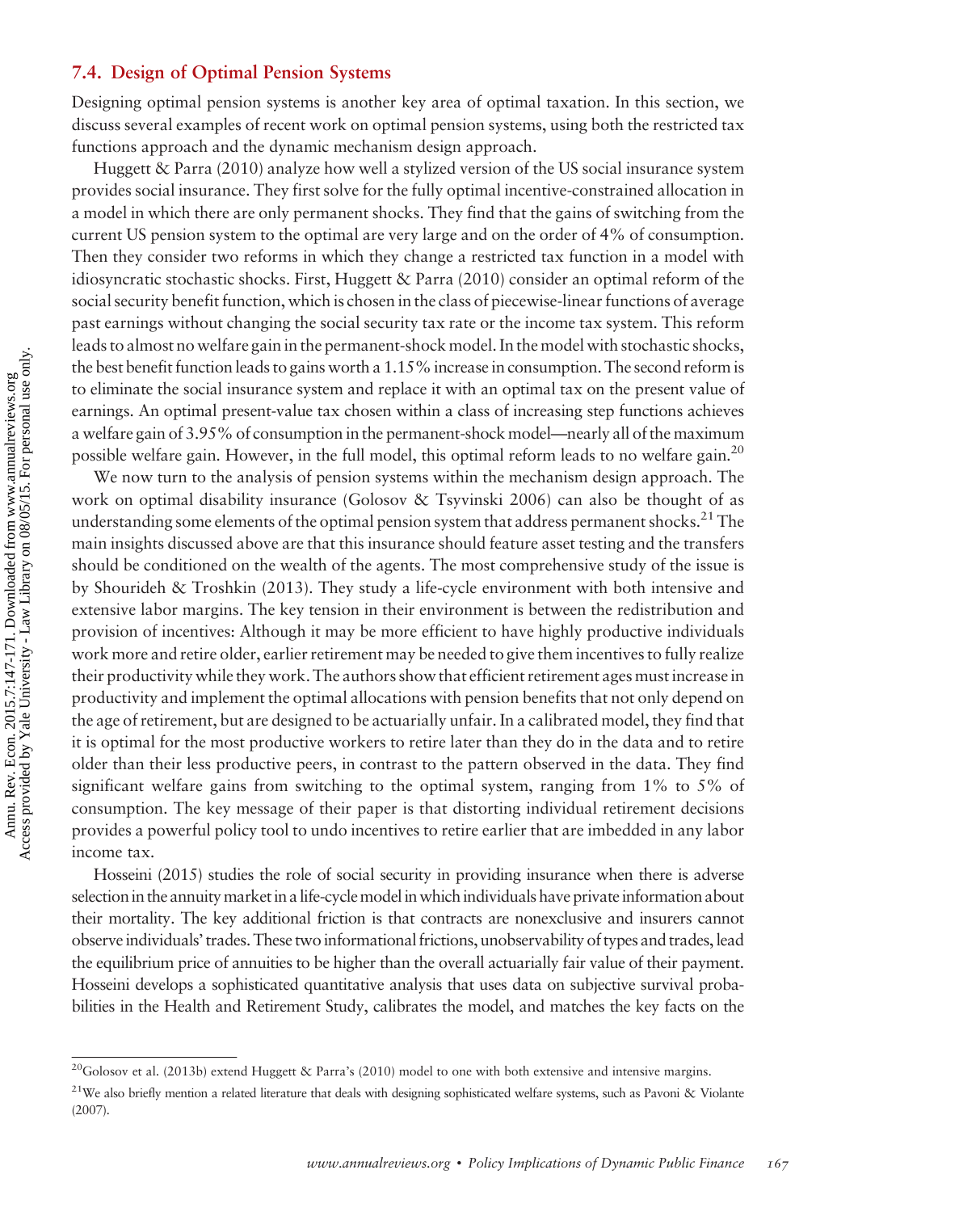## 7.4. Design of Optimal Pension Systems

Designing optimal pension systems is another key area of optimal taxation. In this section, we discuss several examples of recent work on optimal pension systems, using both the restricted tax functions approach and the dynamic mechanism design approach.

Huggett & Parra (2010) analyze how well a stylized version of the US social insurance system provides social insurance. They first solve for the fully optimal incentive-constrained allocation in a model in which there are only permanent shocks. They find that the gains of switching from the current US pension system to the optimal are very large and on the order of 4% of consumption. Then they consider two reforms in which they change a restricted tax function in a model with idiosyncratic stochastic shocks. First, Huggett & Parra (2010) consider an optimal reform of the social security benefit function, which is chosen in the class of piecewise-linear functions of average past earnings without changing the social security tax rate or the income tax system. This reform leads to almost no welfare gain in the permanent-shock model. In the model with stochastic shocks, the best benefit function leads to gains worth a 1.15% increase in consumption. The second reform is to eliminate the social insurance system and replace it with an optimal tax on the present value of earnings. An optimal present-value tax chosen within a class of increasing step functions achieves a welfare gain of 3.95% of consumption in the permanent-shock model—nearly all of the maximum possible welfare gain. However, in the full model, this optimal reform leads to no welfare gain.[20]

We now turn to the analysis of pension systems within the mechanism design approach. The work on optimal disability insurance (Golosov & Tsyvinski 2006) can also be thought of as understanding some elements of the optimal pension system that address permanent shocks.[21] The main insights discussed above are that this insurance should feature asset testing and the transfers should be conditioned on the wealth of the agents. The most comprehensive study of the issue is by Shourideh & Troshkin (2013). They study a life-cycle environment with both intensive and extensive labor margins. The key tension in their environment is between the redistribution and provision of incentives: Although it may be more efficient to have highly productive individuals work more and retire older, earlier retirement may be needed to give them incentives to fully realize their productivity while they work. The authors show that efficient retirement ages must increase in productivity and implement the optimal allocations with pension benefits that not only depend on the age of retirement, but are designed to be actuarially unfair. In a calibrated model, they find that it is optimal for the most productive workers to retire later than they do in the data and to retire older than their less productive peers, in contrast to the pattern observed in the data. They find significant welfare gains from switching to the optimal system, ranging from 1% to 5% of consumption. The key message of their paper is that distorting individual retirement decisions provides a powerful policy tool to undo incentives to retire earlier that are imbedded in any labor income tax.

Hosseini (2015) studies the role of social security in providing insurance when there is adverse selection in the annuity market in a life-cycle model in which individuals have private information about their mortality. The key additional friction is that contracts are nonexclusive and insurers cannot observe individuals' trades. These two informational frictions, unobservability of types and trades, lead the equilibrium price of annuities to be higher than the overall actuarially fair value of their payment. Hosseini develops a sophisticated quantitative analysis that uses data on subjective survival probabilities in the Health and Retirement Study, calibrates the model, and matches the key facts on the

[20] Golosov et al. (2013b) extend Huggett & Parra's (2010) model to one with both extensive and intensive margins.

[21] We also briefly mention a related literature that deals with designing sophisticated welfare systems, such as Pavoni & Violante (2007).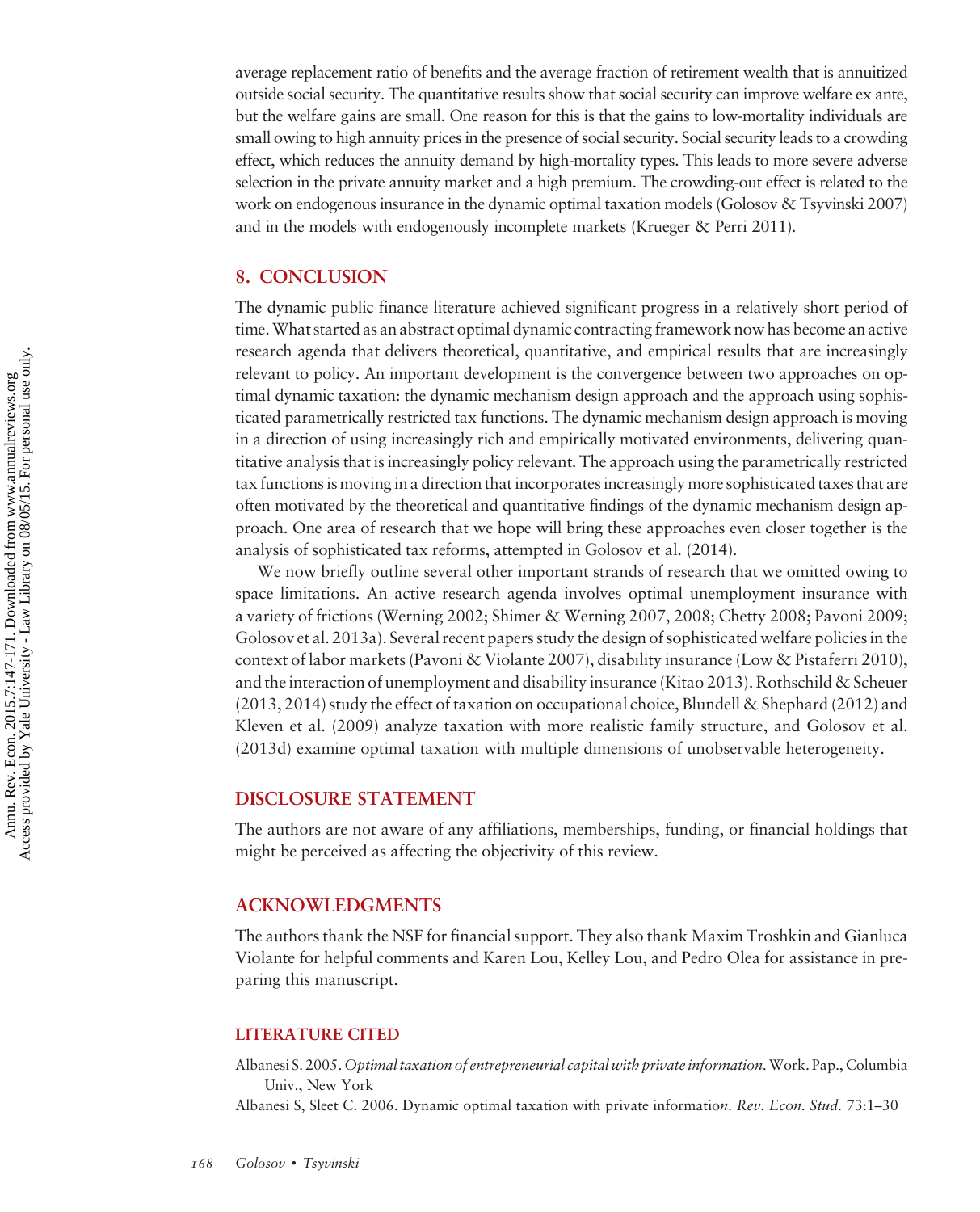average replacement ratio of benefits and the average fraction of retirement wealth that is annuitized outside social security. The quantitative results show that social security can improve welfare ex ante, but the welfare gains are small. One reason for this is that the gains to low-mortality individuals are small owing to high annuity prices in the presence of social security. Social security leads to a crowding effect, which reduces the annuity demand by high-mortality types. This leads to more severe adverse selection in the private annuity market and a high premium. The crowding-out effect is related to the work on endogenous insurance in the dynamic optimal taxation models (Golosov & Tsyvinski 2007) and in the models with endogenously incomplete markets (Krueger & Perri 2011).

## 8. CONCLUSION

The dynamic public finance literature achieved significant progress in a relatively short period of time. What started as an abstract optimal dynamic contracting framework now has become an active research agenda that delivers theoretical, quantitative, and empirical results that are increasingly relevant to policy. An important development is the convergence between two approaches on optimal dynamic taxation: the dynamic mechanism design approach and the approach using sophisticated parametrically restricted tax functions. The dynamic mechanism design approach is moving in a direction of using increasingly rich and empirically motivated environments, delivering quantitative analysis that is increasingly policy relevant. The approach using the parametrically restricted tax functions is moving in a direction that incorporates increasingly more sophisticated taxes that are often motivated by the theoretical and quantitative findings of the dynamic mechanism design approach. One area of research that we hope will bring these approaches even closer together is the analysis of sophisticated tax reforms, attempted in Golosov et al. (2014).

We now briefly outline several other important strands of research that we omitted owing to space limitations. An active research agenda involves optimal unemployment insurance with a variety of frictions (Werning 2002; Shimer & Werning 2007, 2008; Chetty 2008; Pavoni 2009; Golosov et al. 2013a). Several recent papers study the design of sophisticated welfare policies in the context of labor markets (Pavoni & Violante 2007), disability insurance (Low & Pistaferri 2010), and the interaction of unemployment and disability insurance (Kitao 2013). Rothschild & Scheuer (2013, 2014) study the effect of taxation on occupational choice, Blundell & Shephard (2012) and Kleven et al. (2009) analyze taxation with more realistic family structure, and Golosov et al. (2013d) examine optimal taxation with multiple dimensions of unobservable heterogeneity.

## DISCLOSURE STATEMENT

The authors are not aware of any affiliations, memberships, funding, or financial holdings that might be perceived as affecting the objectivity of this review.

## ACKNOWLEDGMENTS

The authors thank the NSF for financial support. They also thank Maxim Troshkin and Gianluca Violante for helpful comments and Karen Lou, Kelley Lou, and Pedro Olea for assistance in preparing this manuscript.

### LITERATURE CITED

Albanesi S. 2005. *Optimal taxation of entrepreneurial capital with private information.* Work. Pap., Columbia Univ., New York

Albanesi S, Sleet C. 2006. Dynamic optimal taxation with private information. *Rev. Econ. Stud.* 73:1–30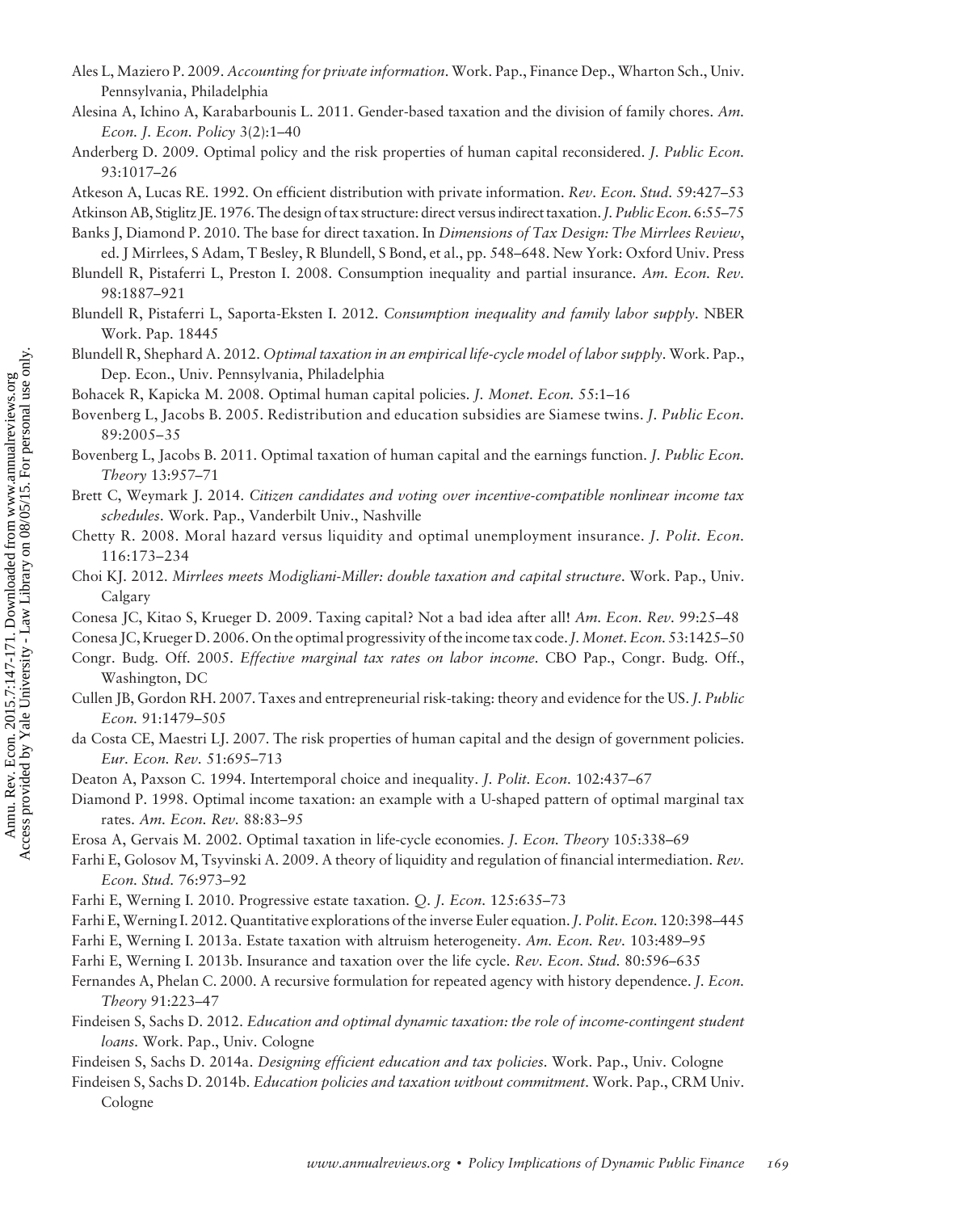Ales L, Maziero P. 2009. *Accounting for private information*. Work. Pap., Finance Dep., Wharton Sch., Univ. Pennsylvania, Philadelphia

Alesina A, Ichino A, Karabarbounis L. 2011. Gender-based taxation and the division of family chores. *Am. Econ. J. Econ. Policy* 3(2):1–40

Anderberg D. 2009. Optimal policy and the risk properties of human capital reconsidered. *J. Public Econ.* 93:1017–26

Atkeson A, Lucas RE. 1992. On efficient distribution with private information. *Rev. Econ. Stud.* 59:427–53

Atkinson AB, Stiglitz JE. 1976. The design of tax structure: direct versus indirect taxation. *J. Public Econ.* 6:55–75

Banks J, Diamond P. 2010. The base for direct taxation. In *Dimensions of Tax Design: The Mirrlees Review*, ed. J Mirrlees, S Adam, T Besley, R Blundell, S Bond, et al., pp. 548–648. New York: Oxford Univ. Press

Blundell R, Pistaferri L, Preston I. 2008. Consumption inequality and partial insurance. *Am. Econ. Rev.* 98:1887–921

Blundell R, Pistaferri L, Saporta-Eksten I. 2012. *Consumption inequality and family labor supply*. NBER Work. Pap. 18445

Blundell R, Shephard A. 2012. *Optimal taxation in an empirical life-cycle model of labor supply*. Work. Pap., Dep. Econ., Univ. Pennsylvania, Philadelphia

Bohacek R, Kapicka M. 2008. Optimal human capital policies. *J. Monet. Econ.* 55:1–16

Bovenberg L, Jacobs B. 2005. Redistribution and education subsidies are Siamese twins. *J. Public Econ.* 89:2005–35

Bovenberg L, Jacobs B. 2011. Optimal taxation of human capital and the earnings function. *J. Public Econ. Theory* 13:957–71

Brett C, Weymark J. 2014. *Citizen candidates and voting over incentive-compatible nonlinear income tax schedules*. Work. Pap., Vanderbilt Univ., Nashville

Chetty R. 2008. Moral hazard versus liquidity and optimal unemployment insurance. *J. Polit. Econ.* 116:173–234

Choi KJ. 2012. *Mirrlees meets Modigliani-Miller: double taxation and capital structure*. Work. Pap., Univ. Calgary

Conesa JC, Kitao S, Krueger D. 2009. Taxing capital? Not a bad idea after all! *Am. Econ. Rev.* 99:25–48

Conesa JC, Krueger D. 2006. On the optimal progressivity of the income tax code. *J. Monet. Econ.* 53:1425–50

Congr. Budg. Off. 2005. *Effective marginal tax rates on labor income*. CBO Pap., Congr. Budg. Off., Washington, DC

Cullen JB, Gordon RH. 2007. Taxes and entrepreneurial risk-taking: theory and evidence for the US. *J. Public Econ.* 91:1479–505

da Costa CE, Maestri LJ. 2007. The risk properties of human capital and the design of government policies. *Eur. Econ. Rev.* 51:695–713

Deaton A, Paxson C. 1994. Intertemporal choice and inequality. *J. Polit. Econ.* 102:437–67

Diamond P. 1998. Optimal income taxation: an example with a U-shaped pattern of optimal marginal tax rates. *Am. Econ. Rev.* 88:83–95

Erosa A, Gervais M. 2002. Optimal taxation in life-cycle economies. *J. Econ. Theory* 105:338–69

Farhi E, Golosov M, Tsyvinski A. 2009. A theory of liquidity and regulation of financial intermediation. *Rev. Econ. Stud.* 76:973–92

Farhi E, Werning I. 2010. Progressive estate taxation. *Q. J. Econ.* 125:635–73

Farhi E, Werning I. 2012. Quantitative explorations of the inverse Euler equation. *J. Polit. Econ.* 120:398–445

Farhi E, Werning I. 2013a. Estate taxation with altruism heterogeneity. *Am. Econ. Rev.* 103:489–95

Farhi E, Werning I. 2013b. Insurance and taxation over the life cycle. *Rev. Econ. Stud.* 80:596–635

Fernandes A, Phelan C. 2000. A recursive formulation for repeated agency with history dependence. *J. Econ. Theory* 91:223–47

Findeisen S, Sachs D. 2012. *Education and optimal dynamic taxation: the role of income-contingent student loans*. Work. Pap., Univ. Cologne

Findeisen S, Sachs D. 2014a. *Designing efficient education and tax policies*. Work. Pap., Univ. Cologne

Findeisen S, Sachs D. 2014b. *Education policies and taxation without commitment*. Work. Pap., CRM Univ. Cologne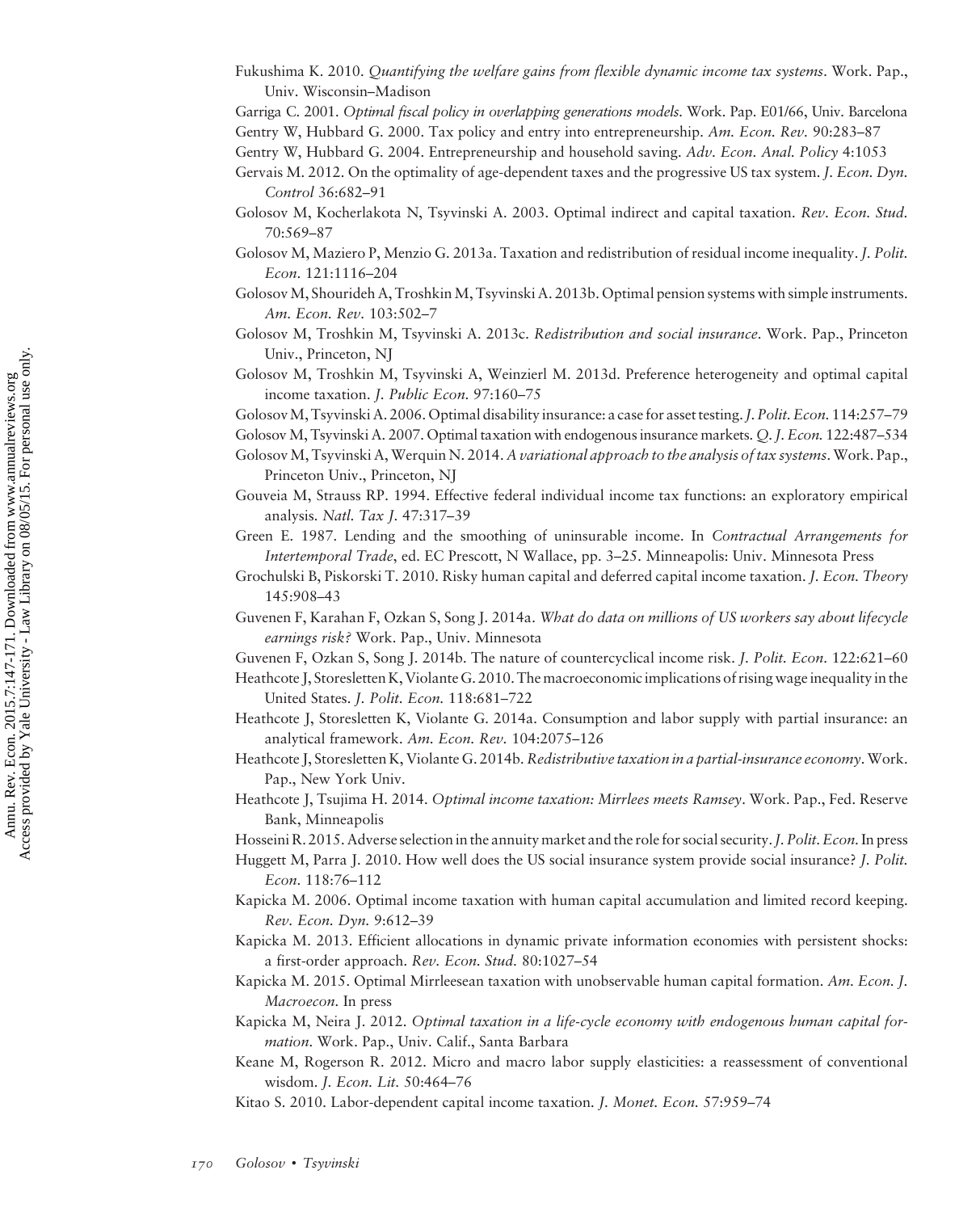Fukushima K. 2010. *Quantifying the welfare gains from flexible dynamic income tax systems*. Work. Pap., Univ. Wisconsin–Madison

Garriga C. 2001. *Optimal fiscal policy in overlapping generations models*. Work. Pap. E01/66, Univ. Barcelona

Gentry W, Hubbard G. 2000. Tax policy and entry into entrepreneurship. *Am. Econ. Rev.* 90:283–87

Gentry W, Hubbard G. 2004. Entrepreneurship and household saving. *Adv. Econ. Anal. Policy* 4:1053

Gervais M. 2012. On the optimality of age-dependent taxes and the progressive US tax system. *J. Econ. Dyn. Control* 36:682–91

Golosov M, Kocherlakota N, Tsyvinski A. 2003. Optimal indirect and capital taxation. *Rev. Econ. Stud.* 70:569–87

Golosov M, Maziero P, Menzio G. 2013a. Taxation and redistribution of residual income inequality. *J. Polit. Econ.* 121:1116–204

Golosov M, Shourideh A, Troshkin M, Tsyvinski A. 2013b. Optimal pension systems with simple instruments. *Am. Econ. Rev.* 103:502–7

Golosov M, Troshkin M, Tsyvinski A. 2013c. *Redistribution and social insurance*. Work. Pap., Princeton Univ., Princeton, NJ

Golosov M, Troshkin M, Tsyvinski A, Weinzierl M. 2013d. Preference heterogeneity and optimal capital income taxation. *J. Public Econ.* 97:160–75

Golosov M, Tsyvinski A. 2006. Optimal disability insurance: a case for asset testing. *J. Polit. Econ.* 114:257–79

Golosov M, Tsyvinski A. 2007. Optimal taxation with endogenous insurance markets. *Q. J. Econ.* 122:487–534

Golosov M, Tsyvinski A, Werquin N. 2014. *A variational approach to the analysis of tax systems*. Work. Pap., Princeton Univ., Princeton, NJ

Gouveia M, Strauss RP. 1994. Effective federal individual income tax functions: an exploratory empirical analysis. *Natl. Tax J.* 47:317–39

Green E. 1987. Lending and the smoothing of uninsurable income. In *Contractual Arrangements for Intertemporal Trade*, ed. EC Prescott, N Wallace, pp. 3–25. Minneapolis: Univ. Minnesota Press

Grochulski B, Piskorski T. 2010. Risky human capital and deferred capital income taxation. *J. Econ. Theory* 145:908–43

Guvenen F, Karahan F, Ozkan S, Song J. 2014a. *What do data on millions of US workers say about lifecycle earnings risk?* Work. Pap., Univ. Minnesota

Guvenen F, Ozkan S, Song J. 2014b. The nature of countercyclical income risk. *J. Polit. Econ.* 122:621–60

Heathcote J, Storesletten K, Violante G. 2010. The macroeconomic implications of rising wage inequality in the United States. *J. Polit. Econ.* 118:681–722

Heathcote J, Storesletten K, Violante G. 2014a. Consumption and labor supply with partial insurance: an analytical framework. *Am. Econ. Rev.* 104:2075–126

Heathcote J, Storesletten K, Violante G. 2014b. *Redistributive taxation in a partial-insurance economy*. Work. Pap., New York Univ.

Heathcote J, Tsujima H. 2014. *Optimal income taxation: Mirrlees meets Ramsey*. Work. Pap., Fed. Reserve Bank, Minneapolis

Hosseini R. 2015. Adverse selection in the annuity market and the role for social security. *J. Polit. Econ.* In press

Huggett M, Parra J. 2010. How well does the US social insurance system provide social insurance? *J. Polit. Econ.* 118:76–112

Kapicka M. 2006. Optimal income taxation with human capital accumulation and limited record keeping. *Rev. Econ. Dyn.* 9:612–39

Kapicka M. 2013. Efficient allocations in dynamic private information economies with persistent shocks: a first-order approach. *Rev. Econ. Stud.* 80:1027–54

Kapicka M. 2015. Optimal Mirrleesean taxation with unobservable human capital formation. *Am. Econ. J. Macroecon.* In press

Kapicka M, Neira J. 2012. *Optimal taxation in a life-cycle economy with endogenous human capital formation*. Work. Pap., Univ. Calif., Santa Barbara

Keane M, Rogerson R. 2012. Micro and macro labor supply elasticities: a reassessment of conventional wisdom. *J. Econ. Lit.* 50:464–76

Kitao S. 2010. Labor-dependent capital income taxation. *J. Monet. Econ.* 57:959–74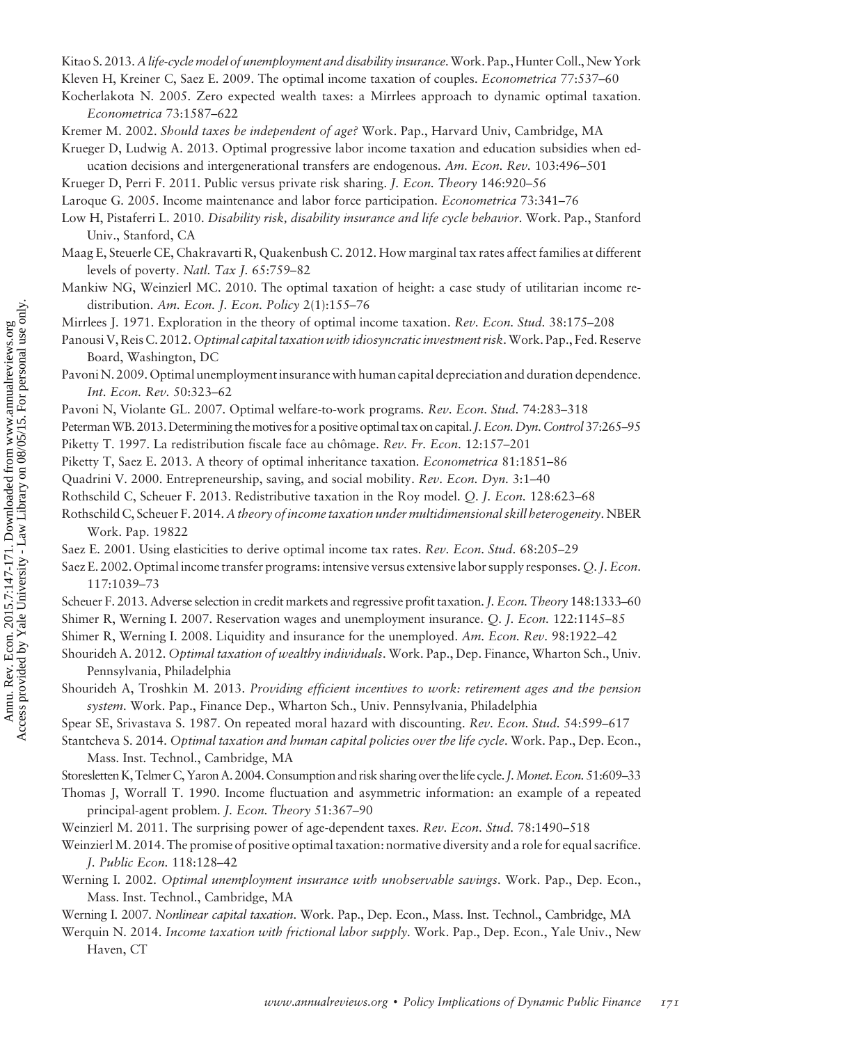Kitao S. 2013. *A life-cycle model of unemployment and disability insurance*. Work. Pap., Hunter Coll., New York

Kleven H, Kreiner C, Saez E. 2009. The optimal income taxation of couples. *Econometrica* 77:537–60

Kocherlakota N. 2005. Zero expected wealth taxes: a Mirrlees approach to dynamic optimal taxation. *Econometrica* 73:1587–622

Kremer M. 2002. *Should taxes be independent of age?* Work. Pap., Harvard Univ, Cambridge, MA

Krueger D, Ludwig A. 2013. Optimal progressive labor income taxation and education subsidies when education decisions and intergenerational transfers are endogenous. *Am. Econ. Rev.* 103:496–501

Krueger D, Perri F. 2011. Public versus private risk sharing. *J. Econ. Theory* 146:920–56

Laroque G. 2005. Income maintenance and labor force participation. *Econometrica* 73:341–76

Low H, Pistaferri L. 2010. *Disability risk, disability insurance and life cycle behavior*. Work. Pap., Stanford Univ., Stanford, CA

Maag E, Steuerle CE, Chakravarti R, Quakenbush C. 2012. How marginal tax rates affect families at different levels of poverty. *Natl. Tax J.* 65:759–82

Mankiw NG, Weinzierl MC. 2010. The optimal taxation of height: a case study of utilitarian income redistribution. *Am. Econ. J. Econ. Policy* 2(1):155–76

Mirrlees J. 1971. Exploration in the theory of optimal income taxation. *Rev. Econ. Stud.* 38:175–208

Panousi V, Reis C. 2012. *Optimal capital taxation with idiosyncratic investment risk*. Work. Pap., Fed. Reserve Board, Washington, DC

Pavoni N. 2009. Optimal unemployment insurance with human capital depreciation and duration dependence. *Int. Econ. Rev.* 50:323–62

Pavoni N, Violante GL. 2007. Optimal welfare-to-work programs. *Rev. Econ. Stud.* 74:283–318

Peterman WB. 2013. Determining the motives for a positive optimal tax on capital. *J. Econ. Dyn. Control* 37:265–95

Piketty T. 1997. La redistribution fiscale face au chômage. *Rev. Fr. Econ.* 12:157–201

Piketty T, Saez E. 2013. A theory of optimal inheritance taxation. *Econometrica* 81:1851–86

Quadrini V. 2000. Entrepreneurship, saving, and social mobility. *Rev. Econ. Dyn.* 3:1–40

Rothschild C, Scheuer F. 2013. Redistributive taxation in the Roy model. *Q. J. Econ.* 128:623–68

Rothschild C, Scheuer F. 2014. *A theory of income taxation under multidimensional skill heterogeneity*. NBER Work. Pap. 19822

Saez E. 2001. Using elasticities to derive optimal income tax rates. *Rev. Econ. Stud.* 68:205–29

Saez E. 2002. Optimal income transfer programs: intensive versus extensive labor supply responses. *Q. J. Econ.* 117:1039–73

Scheuer F. 2013. Adverse selection in credit markets and regressive profit taxation. *J. Econ. Theory* 148:1333–60

Shimer R, Werning I. 2007. Reservation wages and unemployment insurance. *Q. J. Econ.* 122:1145–85

Shimer R, Werning I. 2008. Liquidity and insurance for the unemployed. *Am. Econ. Rev.* 98:1922–42

Shourideh A. 2012. *Optimal taxation of wealthy individuals*. Work. Pap., Dep. Finance, Wharton Sch., Univ. Pennsylvania, Philadelphia

Shourideh A, Troshkin M. 2013. *Providing efficient incentives to work: retirement ages and the pension system*. Work. Pap., Finance Dep., Wharton Sch., Univ. Pennsylvania, Philadelphia

Spear SE, Srivastava S. 1987. On repeated moral hazard with discounting. *Rev. Econ. Stud.* 54:599–617

Stantcheva S. 2014. *Optimal taxation and human capital policies over the life cycle*. Work. Pap., Dep. Econ., Mass. Inst. Technol., Cambridge, MA

Storesletten K, Telmer C, Yaron A. 2004. Consumption and risk sharing over the life cycle. *J. Monet. Econ.* 51:609–33

Thomas J, Worrall T. 1990. Income fluctuation and asymmetric information: an example of a repeated principal-agent problem. *J. Econ. Theory* 51:367–90

Weinzierl M. 2011. The surprising power of age-dependent taxes. *Rev. Econ. Stud.* 78:1490–518

Weinzierl M. 2014. The promise of positive optimal taxation: normative diversity and a role for equal sacrifice. *J. Public Econ.* 118:128–42

Werning I. 2002. *Optimal unemployment insurance with unobservable savings*. Work. Pap., Dep. Econ., Mass. Inst. Technol., Cambridge, MA

Werning I. 2007. *Nonlinear capital taxation*. Work. Pap., Dep. Econ., Mass. Inst. Technol., Cambridge, MA

Werquin N. 2014. *Income taxation with frictional labor supply*. Work. Pap., Dep. Econ., Yale Univ., New Haven, CT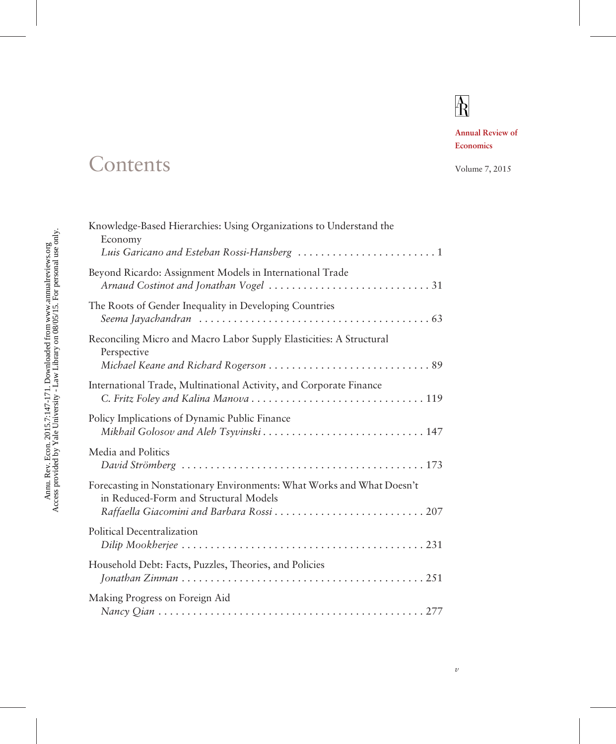Annual Review of Economics

Volume 7, 2015

# Contents

Knowledge-Based Hierarchies: Using Organizations to Understand the Economy
*Luis Garicano and Esteban Rossi-Hansberg* . . . . . . . . . . . . . . . . . . . . . . . . 1

Beyond Ricardo: Assignment Models in International Trade
*Arnaud Costinot and Jonathan Vogel* . . . . . . . . . . . . . . . . . . . . . . . . . . . . 31

The Roots of Gender Inequality in Developing Countries
*Seema Jayachandran* . . . . . . . . . . . . . . . . . . . . . . . . . . . . . . . . . . . . . . . . 63

Reconciling Micro and Macro Labor Supply Elasticities: A Structural Perspective
*Michael Keane and Richard Rogerson* . . . . . . . . . . . . . . . . . . . . . . . . . . . . 89

International Trade, Multinational Activity, and Corporate Finance
*C. Fritz Foley and Kalina Manova* . . . . . . . . . . . . . . . . . . . . . . . . . . . . . . 119

Policy Implications of Dynamic Public Finance
*Mikhail Golosov and Aleh Tsyvinski* . . . . . . . . . . . . . . . . . . . . . . . . . . . . 147

Media and Politics
*David Strömberg* . . . . . . . . . . . . . . . . . . . . . . . . . . . . . . . . . . . . . . . . . . 173

Forecasting in Nonstationary Environments: What Works and What Doesn't in Reduced-Form and Structural Models
*Raffaella Giacomini and Barbara Rossi* . . . . . . . . . . . . . . . . . . . . . . . . . . 207

Political Decentralization
*Dilip Mookherjee* . . . . . . . . . . . . . . . . . . . . . . . . . . . . . . . . . . . . . . . . . . 231

Household Debt: Facts, Puzzles, Theories, and Policies
*Jonathan Zinman* . . . . . . . . . . . . . . . . . . . . . . . . . . . . . . . . . . . . . . . . . . 251

Making Progress on Foreign Aid
*Nancy Qian* . . . . . . . . . . . . . . . . . . . . . . . . . . . . . . . . . . . . . . . . . . . . . . 277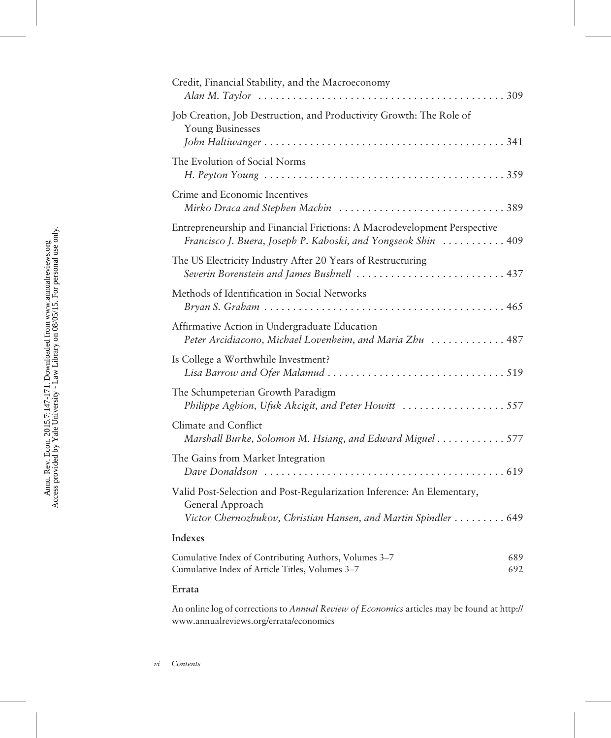Credit, Financial Stability, and the Macroeconomy
*Alan M. Taylor* . . . . . . . . . . . . . . . . . . . . . . . . . . . . . . . . . . . . . . . . . . . 309

Job Creation, Job Destruction, and Productivity Growth: The Role of Young Businesses
*John Haltiwanger* . . . . . . . . . . . . . . . . . . . . . . . . . . . . . . . . . . . . . . . . . . . 341

The Evolution of Social Norms
*H. Peyton Young* . . . . . . . . . . . . . . . . . . . . . . . . . . . . . . . . . . . . . . . . . . . 359

Crime and Economic Incentives
*Mirko Draca and Stephen Machin* . . . . . . . . . . . . . . . . . . . . . . . . . . . . . 389

Entrepreneurship and Financial Frictions: A Macrodevelopment Perspective
*Francisco J. Buera, Joseph P. Kaboski, and Yongseok Shin* . . . . . . . . . . . 409

The US Electricity Industry After 20 Years of Restructuring
*Severin Borenstein and James Bushnell* . . . . . . . . . . . . . . . . . . . . . . . . . . 437

Methods of Identification in Social Networks
*Bryan S. Graham* . . . . . . . . . . . . . . . . . . . . . . . . . . . . . . . . . . . . . . . . . . . 465

Affirmative Action in Undergraduate Education
*Peter Arcidiacono, Michael Lovenheim, and Maria Zhu* . . . . . . . . . . . . . 487

Is College a Worthwhile Investment?
*Lisa Barrow and Ofer Malamud* . . . . . . . . . . . . . . . . . . . . . . . . . . . . . . . 519

The Schumpeterian Growth Paradigm
*Philippe Aghion, Ufuk Akcigit, and Peter Howitt* . . . . . . . . . . . . . . . . . . 557

Climate and Conflict
*Marshall Burke, Solomon M. Hsiang, and Edward Miguel* . . . . . . . . . . . . 577

The Gains from Market Integration
*Dave Donaldson* . . . . . . . . . . . . . . . . . . . . . . . . . . . . . . . . . . . . . . . . . . . 619

Valid Post-Selection and Post-Regularization Inference: An Elementary, General Approach
*Victor Chernozhukov, Christian Hansen, and Martin Spindler* . . . . . . . . . 649

## Indexes

Cumulative Index of Contributing Authors, Volumes 3–7 . . . 689
Cumulative Index of Article Titles, Volumes 3–7 . . . 692

## Errata

An online log of corrections to *Annual Review of Economics* articles may be found at http://www.annualreviews.org/errata/economics